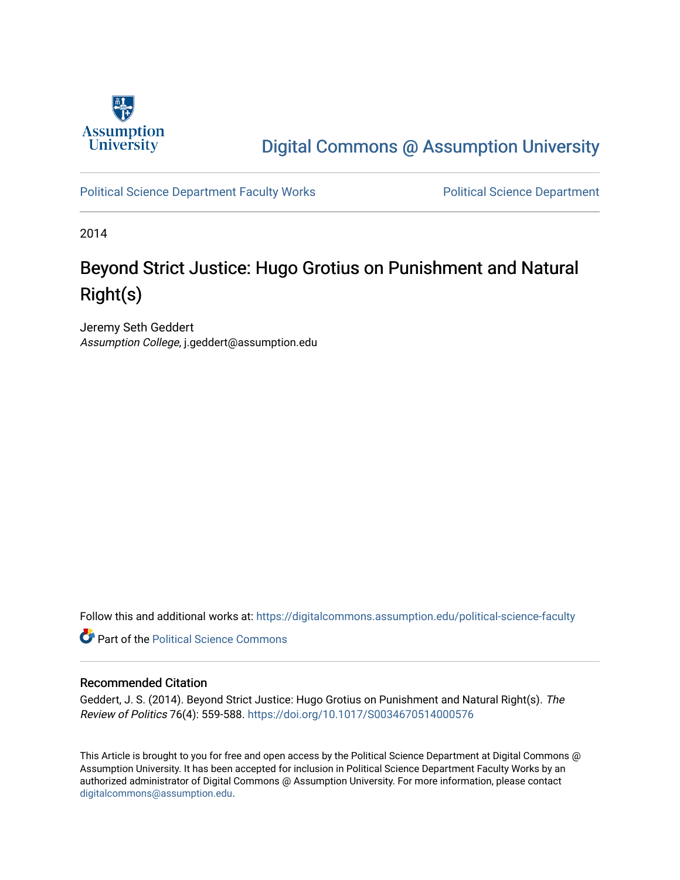Assumption University

# Digital Commons @ Assumption University

Political Science Department Faculty Works

Political Science Department

2014

## Beyond Strict Justice: Hugo Grotius on Punishment and Natural Right(s)

Jeremy Seth Geddert
*Assumption College*, j.geddert@assumption.edu

Follow this and additional works at: https://digitalcommons.assumption.edu/political-science-faculty

Part of the Political Science Commons

### Recommended Citation

Geddert, J. S. (2014). Beyond Strict Justice: Hugo Grotius on Punishment and Natural Right(s). *The Review of Politics* 76(4): 559-588. https://doi.org/10.1017/S0034670514000576

This Article is brought to you for free and open access by the Political Science Department at Digital Commons @ Assumption University. It has been accepted for inclusion in Political Science Department Faculty Works by an authorized administrator of Digital Commons @ Assumption University. For more information, please contact digitalcommons@assumption.edu.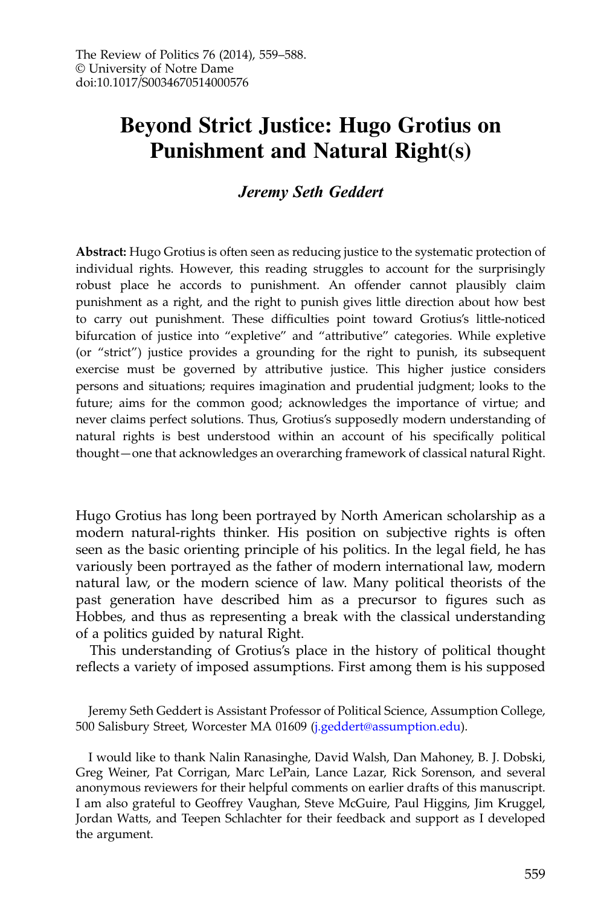# Beyond Strict Justice: Hugo Grotius on Punishment and Natural Right(s)

***Jeremy Seth Geddert***

**Abstract:** Hugo Grotius is often seen as reducing justice to the systematic protection of individual rights. However, this reading struggles to account for the surprisingly robust place he accords to punishment. An offender cannot plausibly claim punishment as a right, and the right to punish gives little direction about how best to carry out punishment. These difficulties point toward Grotius's little-noticed bifurcation of justice into "expletive" and "attributive" categories. While expletive (or "strict") justice provides a grounding for the right to punish, its subsequent exercise must be governed by attributive justice. This higher justice considers persons and situations; requires imagination and prudential judgment; looks to the future; aims for the common good; acknowledges the importance of virtue; and never claims perfect solutions. Thus, Grotius's supposedly modern understanding of natural rights is best understood within an account of his specifically political thought—one that acknowledges an overarching framework of classical natural Right.

Hugo Grotius has long been portrayed by North American scholarship as a modern natural-rights thinker. His position on subjective rights is often seen as the basic orienting principle of his politics. In the legal field, he has variously been portrayed as the father of modern international law, modern natural law, or the modern science of law. Many political theorists of the past generation have described him as a precursor to figures such as Hobbes, and thus as representing a break with the classical understanding of a politics guided by natural Right.

This understanding of Grotius's place in the history of political thought reflects a variety of imposed assumptions. First among them is his supposed

Jeremy Seth Geddert is Assistant Professor of Political Science, Assumption College, 500 Salisbury Street, Worcester MA 01609 (j.geddert@assumption.edu).

I would like to thank Nalin Ranasinghe, David Walsh, Dan Mahoney, B. J. Dobski, Greg Weiner, Pat Corrigan, Marc LePain, Lance Lazar, Rick Sorenson, and several anonymous reviewers for their helpful comments on earlier drafts of this manuscript. I am also grateful to Geoffrey Vaughan, Steve McGuire, Paul Higgins, Jim Kruggel, Jordan Watts, and Teepen Schlachter for their feedback and support as I developed the argument.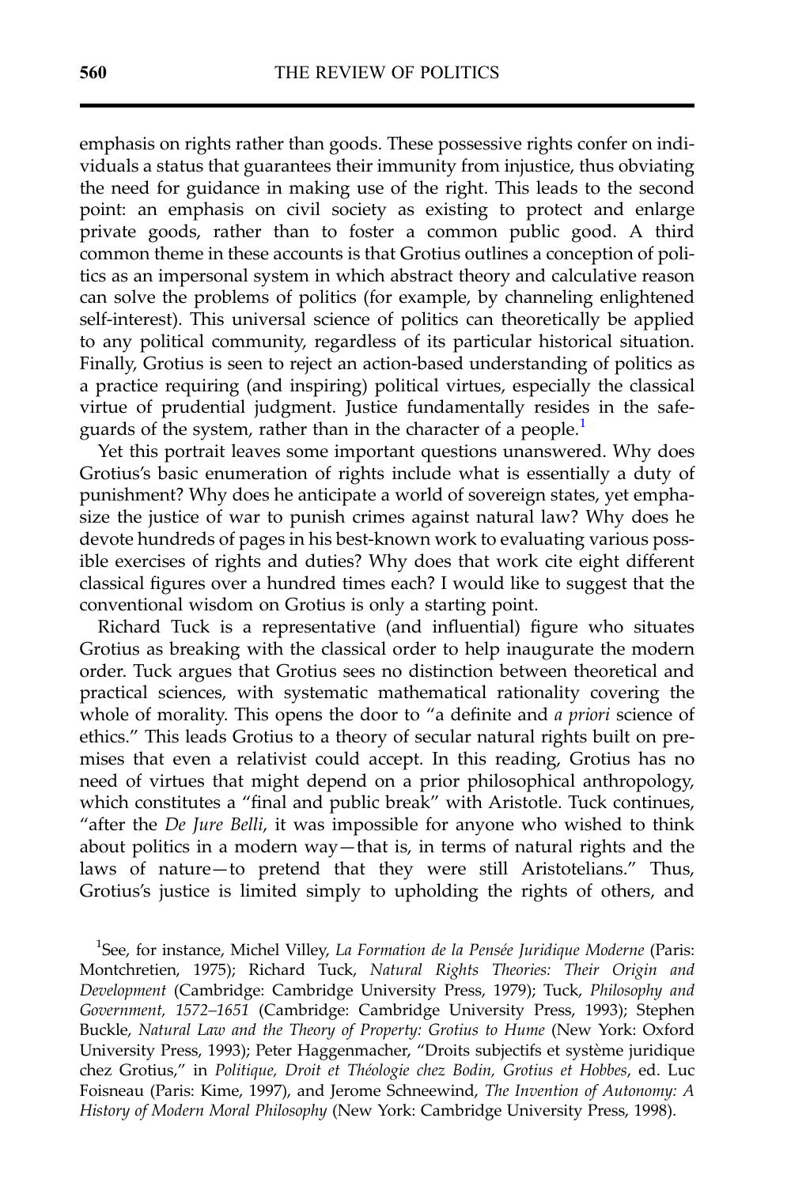emphasis on rights rather than goods. These possessive rights confer on individuals a status that guarantees their immunity from injustice, thus obviating the need for guidance in making use of the right. This leads to the second point: an emphasis on civil society as existing to protect and enlarge private goods, rather than to foster a common public good. A third common theme in these accounts is that Grotius outlines a conception of politics as an impersonal system in which abstract theory and calculative reason can solve the problems of politics (for example, by channeling enlightened self-interest). This universal science of politics can theoretically be applied to any political community, regardless of its particular historical situation. Finally, Grotius is seen to reject an action-based understanding of politics as a practice requiring (and inspiring) political virtues, especially the classical virtue of prudential judgment. Justice fundamentally resides in the safeguards of the system, rather than in the character of a people.[1]

Yet this portrait leaves some important questions unanswered. Why does Grotius's basic enumeration of rights include what is essentially a duty of punishment? Why does he anticipate a world of sovereign states, yet emphasize the justice of war to punish crimes against natural law? Why does he devote hundreds of pages in his best-known work to evaluating various possible exercises of rights and duties? Why does that work cite eight different classical figures over a hundred times each? I would like to suggest that the conventional wisdom on Grotius is only a starting point.

Richard Tuck is a representative (and influential) figure who situates Grotius as breaking with the classical order to help inaugurate the modern order. Tuck argues that Grotius sees no distinction between theoretical and practical sciences, with systematic mathematical rationality covering the whole of morality. This opens the door to "a definite and *a priori* science of ethics." This leads Grotius to a theory of secular natural rights built on premises that even a relativist could accept. In this reading, Grotius has no need of virtues that might depend on a prior philosophical anthropology, which constitutes a "final and public break" with Aristotle. Tuck continues, "after the *De Jure Belli*, it was impossible for anyone who wished to think about politics in a modern way—that is, in terms of natural rights and the laws of nature—to pretend that they were still Aristotelians." Thus, Grotius's justice is limited simply to upholding the rights of others, and

[1]See, for instance, Michel Villey, *La Formation de la Pensée Juridique Moderne* (Paris: Montchretien, 1975); Richard Tuck, *Natural Rights Theories: Their Origin and Development* (Cambridge: Cambridge University Press, 1979); Tuck, *Philosophy and Government, 1572–1651* (Cambridge: Cambridge University Press, 1993); Stephen Buckle, *Natural Law and the Theory of Property: Grotius to Hume* (New York: Oxford University Press, 1993); Peter Haggenmacher, "Droits subjectifs et système juridique chez Grotius," in *Politique, Droit et Théologie chez Bodin, Grotius et Hobbes*, ed. Luc Foisneau (Paris: Kime, 1997), and Jerome Schneewind, *The Invention of Autonomy: A History of Modern Moral Philosophy* (New York: Cambridge University Press, 1998).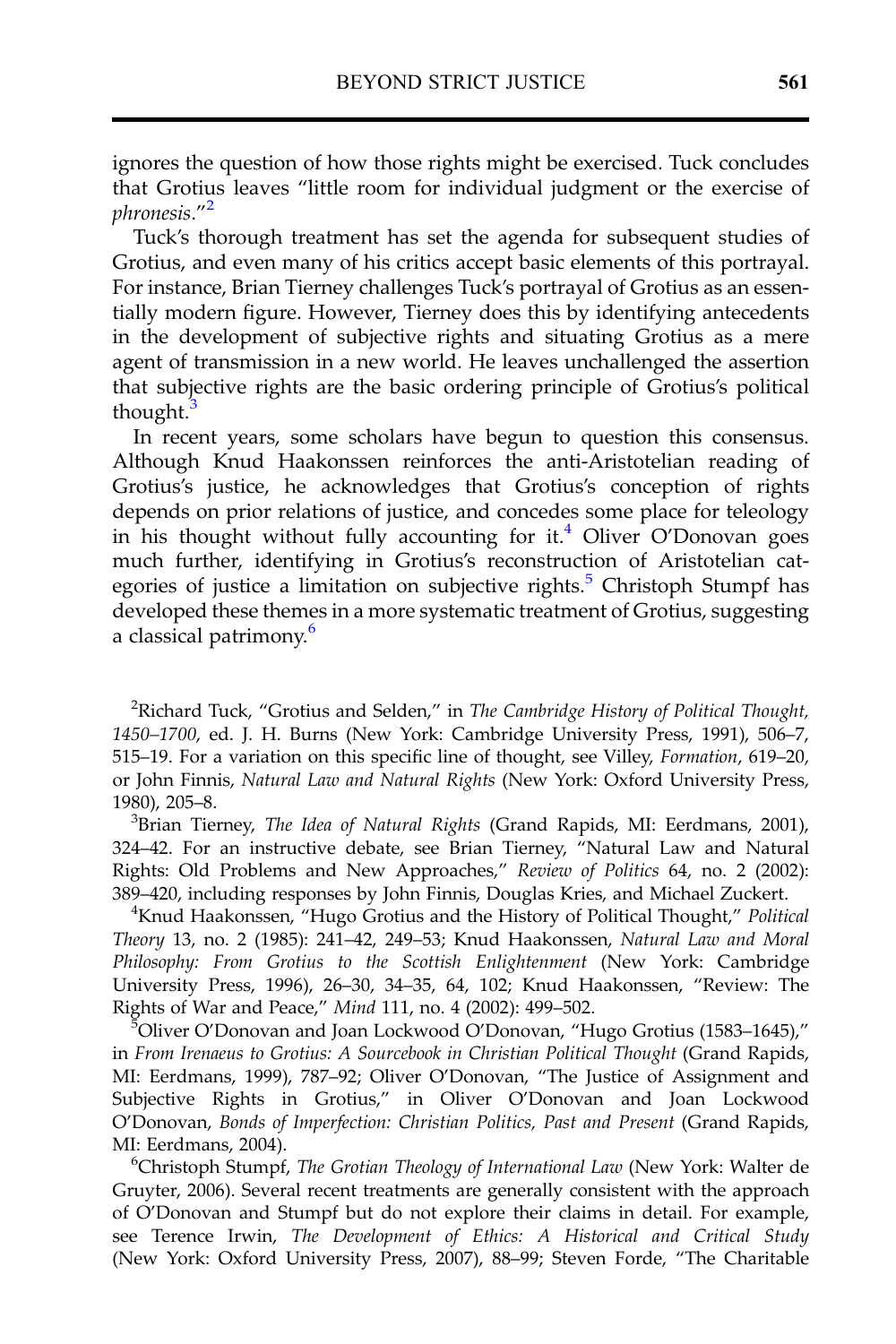ignores the question of how those rights might be exercised. Tuck concludes that Grotius leaves "little room for individual judgment or the exercise of *phronesis*."[2]

Tuck's thorough treatment has set the agenda for subsequent studies of Grotius, and even many of his critics accept basic elements of this portrayal. For instance, Brian Tierney challenges Tuck's portrayal of Grotius as an essentially modern figure. However, Tierney does this by identifying antecedents in the development of subjective rights and situating Grotius as a mere agent of transmission in a new world. He leaves unchallenged the assertion that subjective rights are the basic ordering principle of Grotius's political thought.[3]

In recent years, some scholars have begun to question this consensus. Although Knud Haakonssen reinforces the anti-Aristotelian reading of Grotius's justice, he acknowledges that Grotius's conception of rights depends on prior relations of justice, and concedes some place for teleology in his thought without fully accounting for it.[4] Oliver O'Donovan goes much further, identifying in Grotius's reconstruction of Aristotelian categories of justice a limitation on subjective rights.[5] Christoph Stumpf has developed these themes in a more systematic treatment of Grotius, suggesting a classical patrimony.[6]

[2]Richard Tuck, "Grotius and Selden," in *The Cambridge History of Political Thought, 1450–1700*, ed. J. H. Burns (New York: Cambridge University Press, 1991), 506–7, 515–19. For a variation on this specific line of thought, see Villey, *Formation*, 619–20, or John Finnis, *Natural Law and Natural Rights* (New York: Oxford University Press, 1980), 205–8.

[3]Brian Tierney, *The Idea of Natural Rights* (Grand Rapids, MI: Eerdmans, 2001), 324–42. For an instructive debate, see Brian Tierney, "Natural Law and Natural Rights: Old Problems and New Approaches," *Review of Politics* 64, no. 2 (2002): 389–420, including responses by John Finnis, Douglas Kries, and Michael Zuckert.

[4]Knud Haakonssen, "Hugo Grotius and the History of Political Thought," *Political Theory* 13, no. 2 (1985): 241–42, 249–53; Knud Haakonssen, *Natural Law and Moral Philosophy: From Grotius to the Scottish Enlightenment* (New York: Cambridge University Press, 1996), 26–30, 34–35, 64, 102; Knud Haakonssen, "Review: The Rights of War and Peace," *Mind* 111, no. 4 (2002): 499–502.

[5]Oliver O'Donovan and Joan Lockwood O'Donovan, "Hugo Grotius (1583–1645)," in *From Irenaeus to Grotius: A Sourcebook in Christian Political Thought* (Grand Rapids, MI: Eerdmans, 1999), 787–92; Oliver O'Donovan, "The Justice of Assignment and Subjective Rights in Grotius," in Oliver O'Donovan and Joan Lockwood O'Donovan, *Bonds of Imperfection: Christian Politics, Past and Present* (Grand Rapids, MI: Eerdmans, 2004).

[6]Christoph Stumpf, *The Grotian Theology of International Law* (New York: Walter de Gruyter, 2006). Several recent treatments are generally consistent with the approach of O'Donovan and Stumpf but do not explore their claims in detail. For example, see Terence Irwin, *The Development of Ethics: A Historical and Critical Study* (New York: Oxford University Press, 2007), 88–99; Steven Forde, "The Charitable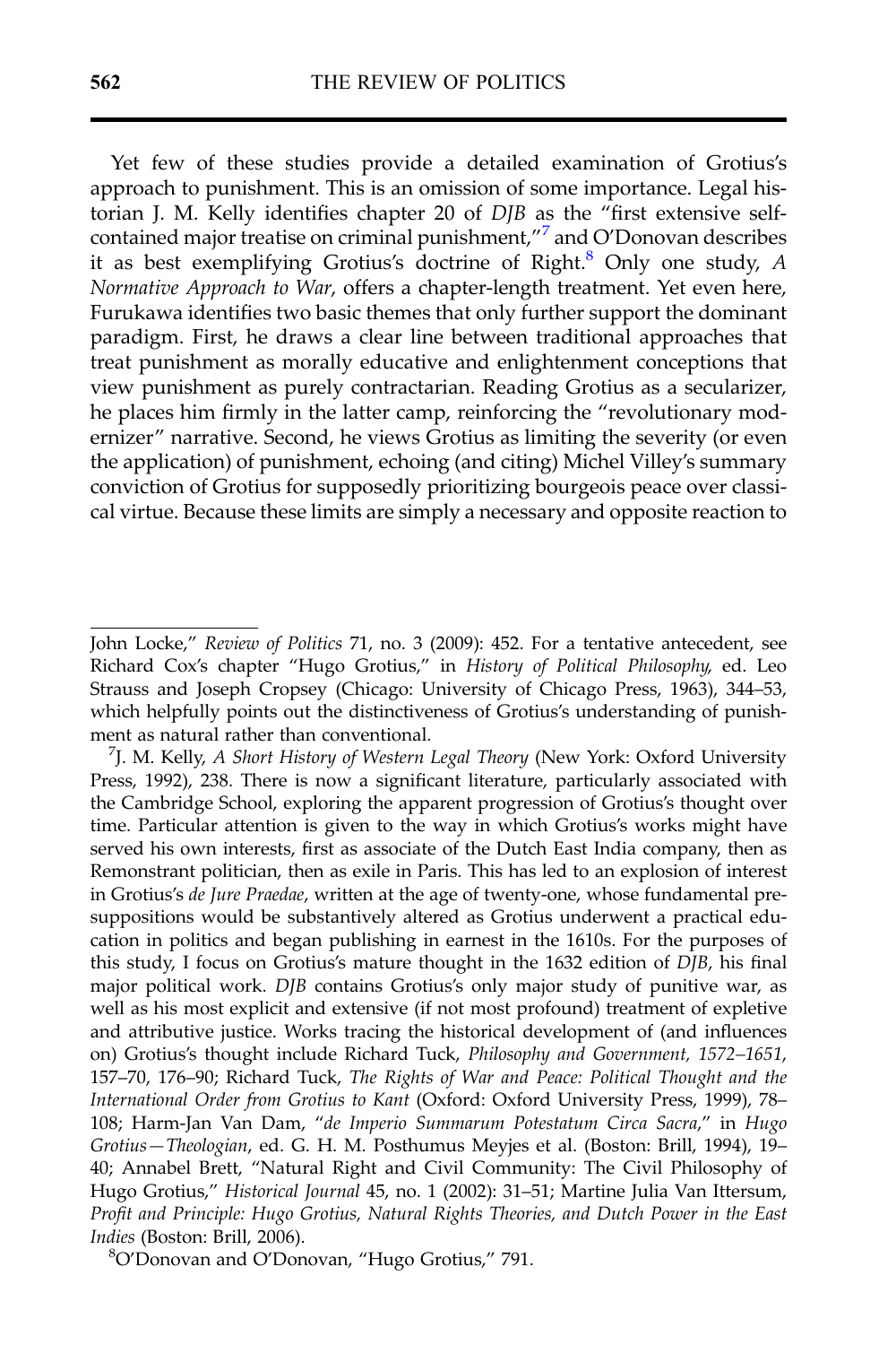Yet few of these studies provide a detailed examination of Grotius's approach to punishment. This is an omission of some importance. Legal historian J. M. Kelly identifies chapter 20 of *DJB* as the "first extensive self-contained major treatise on criminal punishment,"[7] and O'Donovan describes it as best exemplifying Grotius's doctrine of Right.[8] Only one study, *A Normative Approach to War*, offers a chapter-length treatment. Yet even here, Furukawa identifies two basic themes that only further support the dominant paradigm. First, he draws a clear line between traditional approaches that treat punishment as morally educative and enlightenment conceptions that view punishment as purely contractarian. Reading Grotius as a secularizer, he places him firmly in the latter camp, reinforcing the "revolutionary modernizer" narrative. Second, he views Grotius as limiting the severity (or even the application) of punishment, echoing (and citing) Michel Villey's summary conviction of Grotius for supposedly prioritizing bourgeois peace over classical virtue. Because these limits are simply a necessary and opposite reaction to

---

John Locke," *Review of Politics* 71, no. 3 (2009): 452. For a tentative antecedent, see Richard Cox's chapter "Hugo Grotius," in *History of Political Philosophy*, ed. Leo Strauss and Joseph Cropsey (Chicago: University of Chicago Press, 1963), 344–53, which helpfully points out the distinctiveness of Grotius's understanding of punishment as natural rather than conventional.

[7] J. M. Kelly, *A Short History of Western Legal Theory* (New York: Oxford University Press, 1992), 238. There is now a significant literature, particularly associated with the Cambridge School, exploring the apparent progression of Grotius's thought over time. Particular attention is given to the way in which Grotius's works might have served his own interests, first as associate of the Dutch East India company, then as Remonstrant politician, then as exile in Paris. This has led to an explosion of interest in Grotius's *de Jure Praedae*, written at the age of twenty-one, whose fundamental presuppositions would be substantively altered as Grotius underwent a practical education in politics and began publishing in earnest in the 1610s. For the purposes of this study, I focus on Grotius's mature thought in the 1632 edition of *DJB*, his final major political work. *DJB* contains Grotius's only major study of punitive war, as well as his most explicit and extensive (if not most profound) treatment of expletive and attributive justice. Works tracing the historical development of (and influences on) Grotius's thought include Richard Tuck, *Philosophy and Government, 1572–1651*, 157–70, 176–90; Richard Tuck, *The Rights of War and Peace: Political Thought and the International Order from Grotius to Kant* (Oxford: Oxford University Press, 1999), 78–108; Harm-Jan Van Dam, "*de Imperio Summarum Potestatum Circa Sacra*," in *Hugo Grotius—Theologian*, ed. G. H. M. Posthumus Meyjes et al. (Boston: Brill, 1994), 19–40; Annabel Brett, "Natural Right and Civil Community: The Civil Philosophy of Hugo Grotius," *Historical Journal* 45, no. 1 (2002): 31–51; Martine Julia Van Ittersum, *Profit and Principle: Hugo Grotius, Natural Rights Theories, and Dutch Power in the East Indies* (Boston: Brill, 2006).

[8] O'Donovan and O'Donovan, "Hugo Grotius," 791.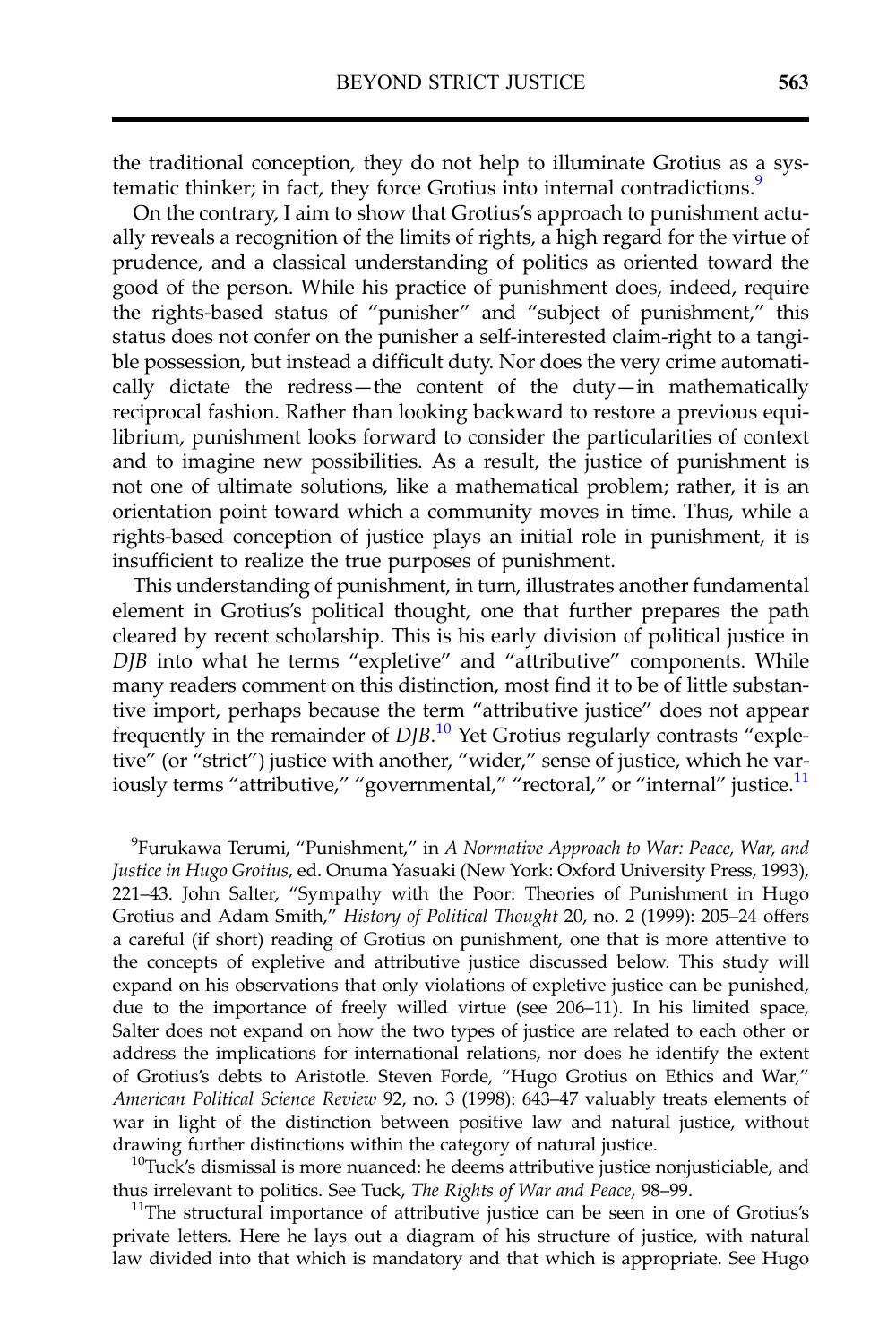the traditional conception, they do not help to illuminate Grotius as a systematic thinker; in fact, they force Grotius into internal contradictions.[9]

On the contrary, I aim to show that Grotius's approach to punishment actually reveals a recognition of the limits of rights, a high regard for the virtue of prudence, and a classical understanding of politics as oriented toward the good of the person. While his practice of punishment does, indeed, require the rights-based status of "punisher" and "subject of punishment," this status does not confer on the punisher a self-interested claim-right to a tangible possession, but instead a difficult duty. Nor does the very crime automatically dictate the redress—the content of the duty—in mathematically reciprocal fashion. Rather than looking backward to restore a previous equilibrium, punishment looks forward to consider the particularities of context and to imagine new possibilities. As a result, the justice of punishment is not one of ultimate solutions, like a mathematical problem; rather, it is an orientation point toward which a community moves in time. Thus, while a rights-based conception of justice plays an initial role in punishment, it is insufficient to realize the true purposes of punishment.

This understanding of punishment, in turn, illustrates another fundamental element in Grotius's political thought, one that further prepares the path cleared by recent scholarship. This is his early division of political justice in *DJB* into what he terms "expletive" and "attributive" components. While many readers comment on this distinction, most find it to be of little substantive import, perhaps because the term "attributive justice" does not appear frequently in the remainder of *DJB*.[10] Yet Grotius regularly contrasts "expletive" (or "strict") justice with another, "wider," sense of justice, which he variously terms "attributive," "governmental," "rectoral," or "internal" justice.[11]

[9]Furukawa Terumi, "Punishment," in *A Normative Approach to War: Peace, War, and Justice in Hugo Grotius*, ed. Onuma Yasuaki (New York: Oxford University Press, 1993), 221–43. John Salter, "Sympathy with the Poor: Theories of Punishment in Hugo Grotius and Adam Smith," *History of Political Thought* 20, no. 2 (1999): 205–24 offers a careful (if short) reading of Grotius on punishment, one that is more attentive to the concepts of expletive and attributive justice discussed below. This study will expand on his observations that only violations of expletive justice can be punished, due to the importance of freely willed virtue (see 206–11). In his limited space, Salter does not expand on how the two types of justice are related to each other or address the implications for international relations, nor does he identify the extent of Grotius's debts to Aristotle. Steven Forde, "Hugo Grotius on Ethics and War," *American Political Science Review* 92, no. 3 (1998): 643–47 valuably treats elements of war in light of the distinction between positive law and natural justice, without drawing further distinctions within the category of natural justice.

[10]Tuck's dismissal is more nuanced: he deems attributive justice nonjusticiable, and thus irrelevant to politics. See Tuck, *The Rights of War and Peace*, 98–99.

[11]The structural importance of attributive justice can be seen in one of Grotius's private letters. Here he lays out a diagram of his structure of justice, with natural law divided into that which is mandatory and that which is appropriate. See Hugo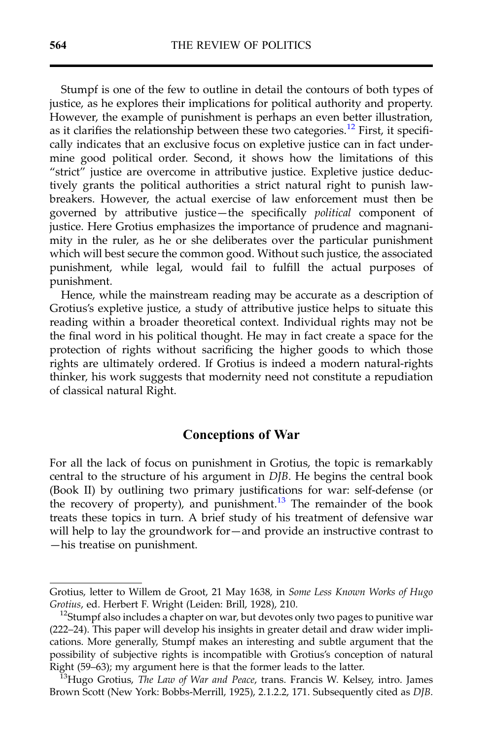Stumpf is one of the few to outline in detail the contours of both types of justice, as he explores their implications for political authority and property. However, the example of punishment is perhaps an even better illustration, as it clarifies the relationship between these two categories.[12] First, it specifically indicates that an exclusive focus on expletive justice can in fact undermine good political order. Second, it shows how the limitations of this "strict" justice are overcome in attributive justice. Expletive justice deductively grants the political authorities a strict natural right to punish lawbreakers. However, the actual exercise of law enforcement must then be governed by attributive justice—the specifically *political* component of justice. Here Grotius emphasizes the importance of prudence and magnanimity in the ruler, as he or she deliberates over the particular punishment which will best secure the common good. Without such justice, the associated punishment, while legal, would fail to fulfill the actual purposes of punishment.

Hence, while the mainstream reading may be accurate as a description of Grotius's expletive justice, a study of attributive justice helps to situate this reading within a broader theoretical context. Individual rights may not be the final word in his political thought. He may in fact create a space for the protection of rights without sacrificing the higher goods to which those rights are ultimately ordered. If Grotius is indeed a modern natural-rights thinker, his work suggests that modernity need not constitute a repudiation of classical natural Right.

## Conceptions of War

For all the lack of focus on punishment in Grotius, the topic is remarkably central to the structure of his argument in *DJB*. He begins the central book (Book II) by outlining two primary justifications for war: self-defense (or the recovery of property), and punishment.[13] The remainder of the book treats these topics in turn. A brief study of his treatment of defensive war will help to lay the groundwork for—and provide an instructive contrast to—his treatise on punishment.

---

Grotius, letter to Willem de Groot, 21 May 1638, in *Some Less Known Works of Hugo Grotius*, ed. Herbert F. Wright (Leiden: Brill, 1928), 210.

[12] Stumpf also includes a chapter on war, but devotes only two pages to punitive war (222–24). This paper will develop his insights in greater detail and draw wider implications. More generally, Stumpf makes an interesting and subtle argument that the possibility of subjective rights is incompatible with Grotius's conception of natural Right (59–63); my argument here is that the former leads to the latter.

[13] Hugo Grotius, *The Law of War and Peace*, trans. Francis W. Kelsey, intro. James Brown Scott (New York: Bobbs-Merrill, 1925), 2.1.2.2, 171. Subsequently cited as *DJB*.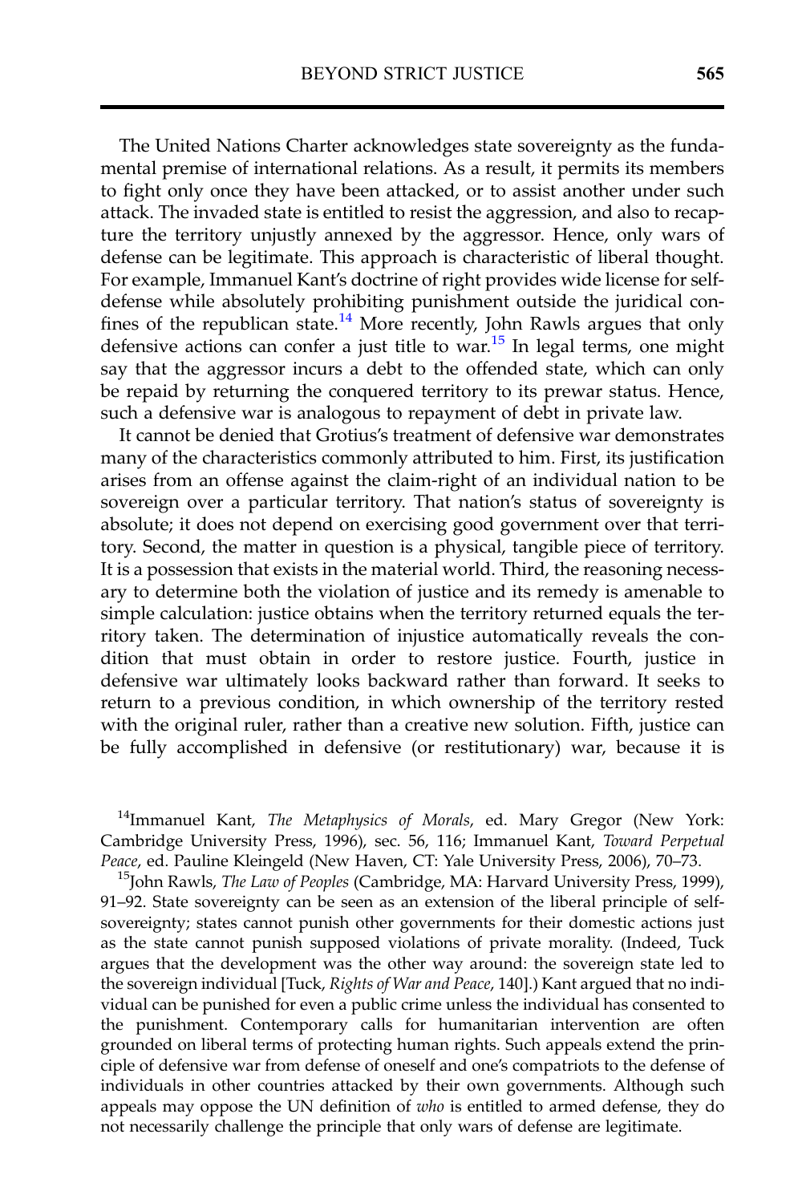The United Nations Charter acknowledges state sovereignty as the fundamental premise of international relations. As a result, it permits its members to fight only once they have been attacked, or to assist another under such attack. The invaded state is entitled to resist the aggression, and also to recapture the territory unjustly annexed by the aggressor. Hence, only wars of defense can be legitimate. This approach is characteristic of liberal thought. For example, Immanuel Kant's doctrine of right provides wide license for self-defense while absolutely prohibiting punishment outside the juridical confines of the republican state.[14] More recently, John Rawls argues that only defensive actions can confer a just title to war.[15] In legal terms, one might say that the aggressor incurs a debt to the offended state, which can only be repaid by returning the conquered territory to its prewar status. Hence, such a defensive war is analogous to repayment of debt in private law.

It cannot be denied that Grotius's treatment of defensive war demonstrates many of the characteristics commonly attributed to him. First, its justification arises from an offense against the claim-right of an individual nation to be sovereign over a particular territory. That nation's status of sovereignty is absolute; it does not depend on exercising good government over that territory. Second, the matter in question is a physical, tangible piece of territory. It is a possession that exists in the material world. Third, the reasoning necessary to determine both the violation of justice and its remedy is amenable to simple calculation: justice obtains when the territory returned equals the territory taken. The determination of injustice automatically reveals the condition that must obtain in order to restore justice. Fourth, justice in defensive war ultimately looks backward rather than forward. It seeks to return to a previous condition, in which ownership of the territory rested with the original ruler, rather than a creative new solution. Fifth, justice can be fully accomplished in defensive (or restitutionary) war, because it is

[14] Immanuel Kant, *The Metaphysics of Morals*, ed. Mary Gregor (New York: Cambridge University Press, 1996), sec. 56, 116; Immanuel Kant, *Toward Perpetual Peace*, ed. Pauline Kleingeld (New Haven, CT: Yale University Press, 2006), 70–73.

[15] John Rawls, *The Law of Peoples* (Cambridge, MA: Harvard University Press, 1999), 91–92. State sovereignty can be seen as an extension of the liberal principle of self-sovereignty; states cannot punish other governments for their domestic actions just as the state cannot punish supposed violations of private morality. (Indeed, Tuck argues that the development was the other way around: the sovereign state led to the sovereign individual [Tuck, *Rights of War and Peace*, 140].) Kant argued that no individual can be punished for even a public crime unless the individual has consented to the punishment. Contemporary calls for humanitarian intervention are often grounded on liberal terms of protecting human rights. Such appeals extend the principle of defensive war from defense of oneself and one's compatriots to the defense of individuals in other countries attacked by their own governments. Although such appeals may oppose the UN definition of *who* is entitled to armed defense, they do not necessarily challenge the principle that only wars of defense are legitimate.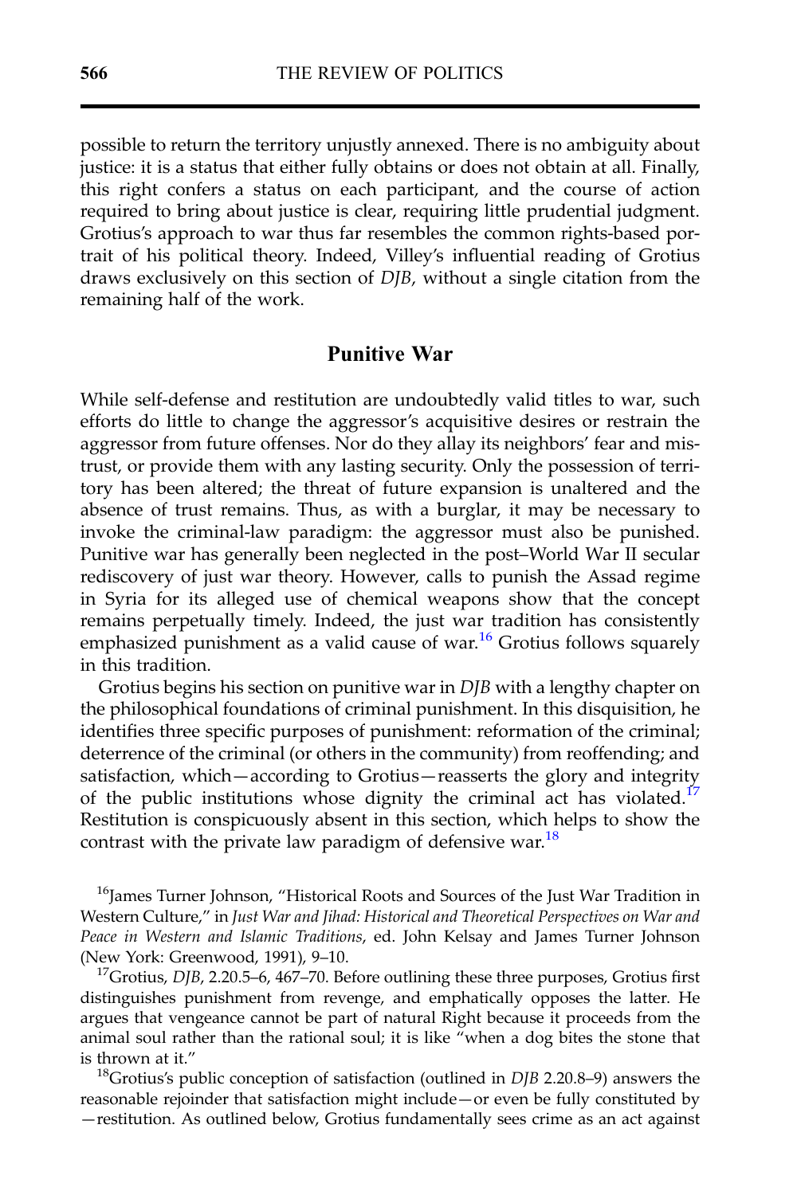possible to return the territory unjustly annexed. There is no ambiguity about justice: it is a status that either fully obtains or does not obtain at all. Finally, this right confers a status on each participant, and the course of action required to bring about justice is clear, requiring little prudential judgment. Grotius's approach to war thus far resembles the common rights-based portrait of his political theory. Indeed, Villey's influential reading of Grotius draws exclusively on this section of *DJB*, without a single citation from the remaining half of the work.

## Punitive War

While self-defense and restitution are undoubtedly valid titles to war, such efforts do little to change the aggressor's acquisitive desires or restrain the aggressor from future offenses. Nor do they allay its neighbors' fear and mistrust, or provide them with any lasting security. Only the possession of territory has been altered; the threat of future expansion is unaltered and the absence of trust remains. Thus, as with a burglar, it may be necessary to invoke the criminal-law paradigm: the aggressor must also be punished. Punitive war has generally been neglected in the post–World War II secular rediscovery of just war theory. However, calls to punish the Assad regime in Syria for its alleged use of chemical weapons show that the concept remains perpetually timely. Indeed, the just war tradition has consistently emphasized punishment as a valid cause of war.[16] Grotius follows squarely in this tradition.

Grotius begins his section on punitive war in *DJB* with a lengthy chapter on the philosophical foundations of criminal punishment. In this disquisition, he identifies three specific purposes of punishment: reformation of the criminal; deterrence of the criminal (or others in the community) from reoffending; and satisfaction, which—according to Grotius—reasserts the glory and integrity of the public institutions whose dignity the criminal act has violated.[17] Restitution is conspicuously absent in this section, which helps to show the contrast with the private law paradigm of defensive war.[18]

[16]James Turner Johnson, "Historical Roots and Sources of the Just War Tradition in Western Culture," in *Just War and Jihad: Historical and Theoretical Perspectives on War and Peace in Western and Islamic Traditions*, ed. John Kelsay and James Turner Johnson (New York: Greenwood, 1991), 9–10.

[17]Grotius, *DJB*, 2.20.5–6, 467–70. Before outlining these three purposes, Grotius first distinguishes punishment from revenge, and emphatically opposes the latter. He argues that vengeance cannot be part of natural Right because it proceeds from the animal soul rather than the rational soul; it is like "when a dog bites the stone that is thrown at it."

[18]Grotius's public conception of satisfaction (outlined in *DJB* 2.20.8–9) answers the reasonable rejoinder that satisfaction might include—or even be fully constituted by—restitution. As outlined below, Grotius fundamentally sees crime as an act against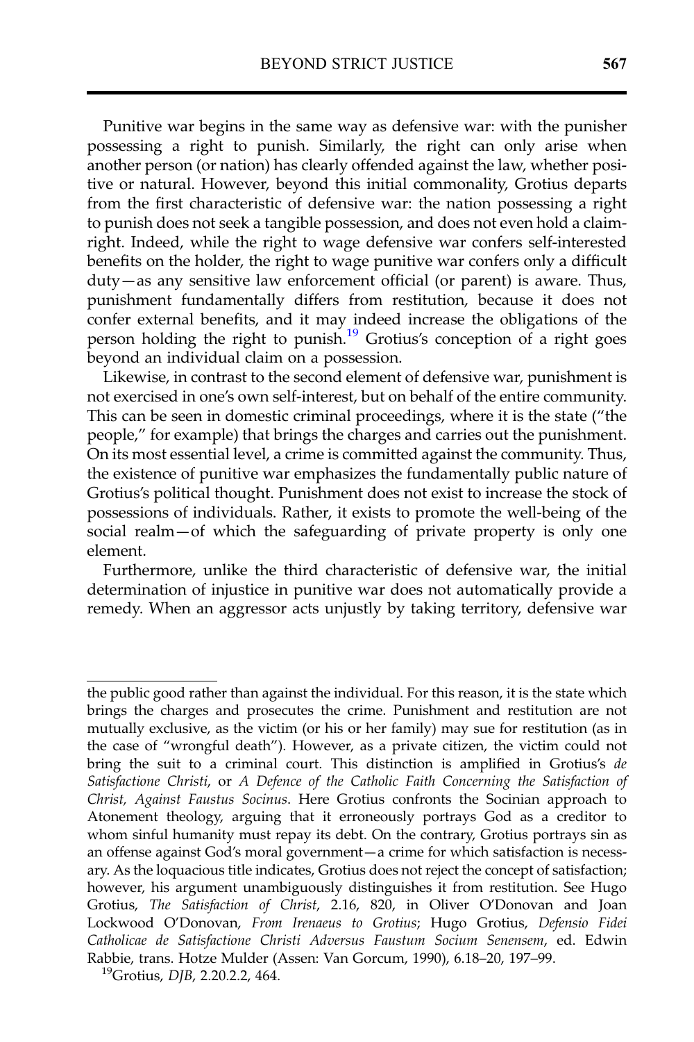Punitive war begins in the same way as defensive war: with the punisher possessing a right to punish. Similarly, the right can only arise when another person (or nation) has clearly offended against the law, whether positive or natural. However, beyond this initial commonality, Grotius departs from the first characteristic of defensive war: the nation possessing a right to punish does not seek a tangible possession, and does not even hold a claim-right. Indeed, while the right to wage defensive war confers self-interested benefits on the holder, the right to wage punitive war confers only a difficult duty—as any sensitive law enforcement official (or parent) is aware. Thus, punishment fundamentally differs from restitution, because it does not confer external benefits, and it may indeed increase the obligations of the person holding the right to punish.[19] Grotius's conception of a right goes beyond an individual claim on a possession.

Likewise, in contrast to the second element of defensive war, punishment is not exercised in one's own self-interest, but on behalf of the entire community. This can be seen in domestic criminal proceedings, where it is the state ("the people," for example) that brings the charges and carries out the punishment. On its most essential level, a crime is committed against the community. Thus, the existence of punitive war emphasizes the fundamentally public nature of Grotius's political thought. Punishment does not exist to increase the stock of possessions of individuals. Rather, it exists to promote the well-being of the social realm—of which the safeguarding of private property is only one element.

Furthermore, unlike the third characteristic of defensive war, the initial determination of injustice in punitive war does not automatically provide a remedy. When an aggressor acts unjustly by taking territory, defensive war

---

the public good rather than against the individual. For this reason, it is the state which brings the charges and prosecutes the crime. Punishment and restitution are not mutually exclusive, as the victim (or his or her family) may sue for restitution (as in the case of "wrongful death"). However, as a private citizen, the victim could not bring the suit to a criminal court. This distinction is amplified in Grotius's *de Satisfactione Christi*, or *A Defence of the Catholic Faith Concerning the Satisfaction of Christ, Against Faustus Socinus*. Here Grotius confronts the Socinian approach to Atonement theology, arguing that it erroneously portrays God as a creditor to whom sinful humanity must repay its debt. On the contrary, Grotius portrays sin as an offense against God's moral government—a crime for which satisfaction is necessary. As the loquacious title indicates, Grotius does not reject the concept of satisfaction; however, his argument unambiguously distinguishes it from restitution. See Hugo Grotius, *The Satisfaction of Christ*, 2.16, 820, in Oliver O'Donovan and Joan Lockwood O'Donovan, *From Irenaeus to Grotius*; Hugo Grotius, *Defensio Fidei Catholicae de Satisfactione Christi Adversus Faustum Socium Senensem*, ed. Edwin Rabbie, trans. Hotze Mulder (Assen: Van Gorcum, 1990), 6.18–20, 197–99.

[19] Grotius, *DJB*, 2.20.2.2, 464.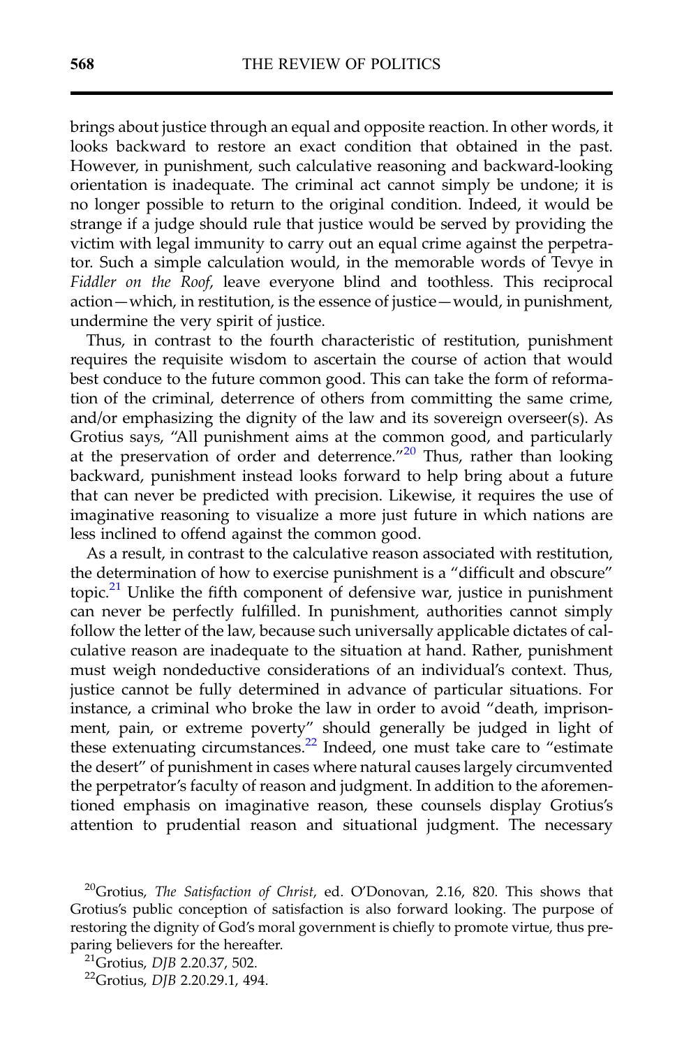brings about justice through an equal and opposite reaction. In other words, it looks backward to restore an exact condition that obtained in the past. However, in punishment, such calculative reasoning and backward-looking orientation is inadequate. The criminal act cannot simply be undone; it is no longer possible to return to the original condition. Indeed, it would be strange if a judge should rule that justice would be served by providing the victim with legal immunity to carry out an equal crime against the perpetrator. Such a simple calculation would, in the memorable words of Tevye in *Fiddler on the Roof*, leave everyone blind and toothless. This reciprocal action—which, in restitution, is the essence of justice—would, in punishment, undermine the very spirit of justice.

Thus, in contrast to the fourth characteristic of restitution, punishment requires the requisite wisdom to ascertain the course of action that would best conduce to the future common good. This can take the form of reformation of the criminal, deterrence of others from committing the same crime, and/or emphasizing the dignity of the law and its sovereign overseer(s). As Grotius says, "All punishment aims at the common good, and particularly at the preservation of order and deterrence."[20] Thus, rather than looking backward, punishment instead looks forward to help bring about a future that can never be predicted with precision. Likewise, it requires the use of imaginative reasoning to visualize a more just future in which nations are less inclined to offend against the common good.

As a result, in contrast to the calculative reason associated with restitution, the determination of how to exercise punishment is a "difficult and obscure" topic.[21] Unlike the fifth component of defensive war, justice in punishment can never be perfectly fulfilled. In punishment, authorities cannot simply follow the letter of the law, because such universally applicable dictates of calculative reason are inadequate to the situation at hand. Rather, punishment must weigh nondeductive considerations of an individual's context. Thus, justice cannot be fully determined in advance of particular situations. For instance, a criminal who broke the law in order to avoid "death, imprisonment, pain, or extreme poverty" should generally be judged in light of these extenuating circumstances.[22] Indeed, one must take care to "estimate the desert" of punishment in cases where natural causes largely circumvented the perpetrator's faculty of reason and judgment. In addition to the aforementioned emphasis on imaginative reason, these counsels display Grotius's attention to prudential reason and situational judgment. The necessary

[20] Grotius, *The Satisfaction of Christ*, ed. O'Donovan, 2.16, 820. This shows that Grotius's public conception of satisfaction is also forward looking. The purpose of restoring the dignity of God's moral government is chiefly to promote virtue, thus preparing believers for the hereafter.

[21] Grotius, *DJB* 2.20.37, 502.

[22] Grotius, *DJB* 2.20.29.1, 494.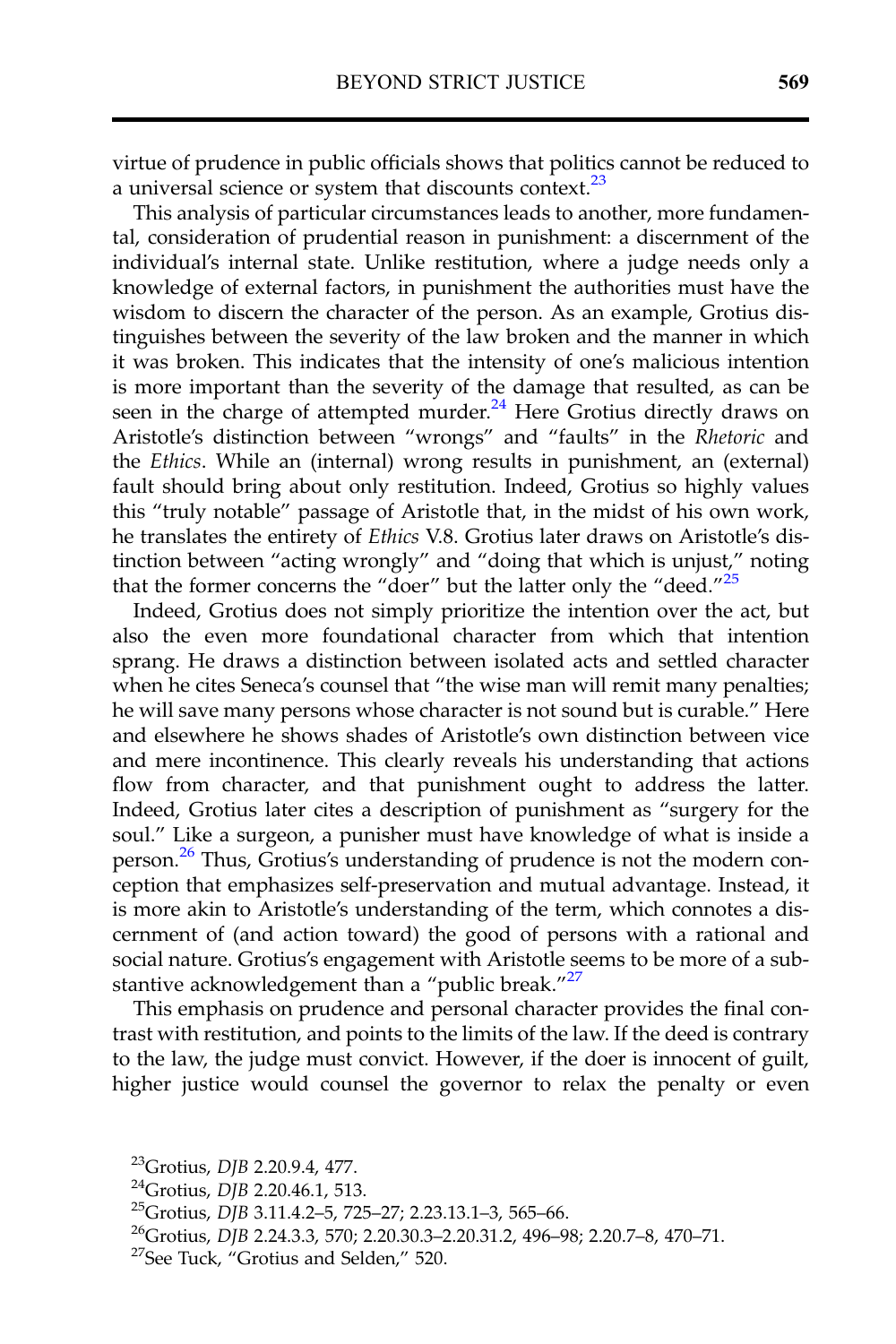virtue of prudence in public officials shows that politics cannot be reduced to a universal science or system that discounts context.[23]

This analysis of particular circumstances leads to another, more fundamental, consideration of prudential reason in punishment: a discernment of the individual's internal state. Unlike restitution, where a judge needs only a knowledge of external factors, in punishment the authorities must have the wisdom to discern the character of the person. As an example, Grotius distinguishes between the severity of the law broken and the manner in which it was broken. This indicates that the intensity of one's malicious intention is more important than the severity of the damage that resulted, as can be seen in the charge of attempted murder.[24] Here Grotius directly draws on Aristotle's distinction between "wrongs" and "faults" in the *Rhetoric* and the *Ethics*. While an (internal) wrong results in punishment, an (external) fault should bring about only restitution. Indeed, Grotius so highly values this "truly notable" passage of Aristotle that, in the midst of his own work, he translates the entirety of *Ethics* V.8. Grotius later draws on Aristotle's distinction between "acting wrongly" and "doing that which is unjust," noting that the former concerns the "doer" but the latter only the "deed."[25]

Indeed, Grotius does not simply prioritize the intention over the act, but also the even more foundational character from which that intention sprang. He draws a distinction between isolated acts and settled character when he cites Seneca's counsel that "the wise man will remit many penalties; he will save many persons whose character is not sound but is curable." Here and elsewhere he shows shades of Aristotle's own distinction between vice and mere incontinence. This clearly reveals his understanding that actions flow from character, and that punishment ought to address the latter. Indeed, Grotius later cites a description of punishment as "surgery for the soul." Like a surgeon, a punisher must have knowledge of what is inside a person.[26] Thus, Grotius's understanding of prudence is not the modern conception that emphasizes self-preservation and mutual advantage. Instead, it is more akin to Aristotle's understanding of the term, which connotes a discernment of (and action toward) the good of persons with a rational and social nature. Grotius's engagement with Aristotle seems to be more of a substantive acknowledgement than a "public break."[27]

This emphasis on prudence and personal character provides the final contrast with restitution, and points to the limits of the law. If the deed is contrary to the law, the judge must convict. However, if the doer is innocent of guilt, higher justice would counsel the governor to relax the penalty or even

[23]Grotius, *DJB* 2.20.9.4, 477.

[24]Grotius, *DJB* 2.20.46.1, 513.

[25]Grotius, *DJB* 3.11.4.2–5, 725–27; 2.23.13.1–3, 565–66.

[26]Grotius, *DJB* 2.24.3.3, 570; 2.20.30.3–2.20.31.2, 496–98; 2.20.7–8, 470–71.

[27]See Tuck, "Grotius and Selden," 520.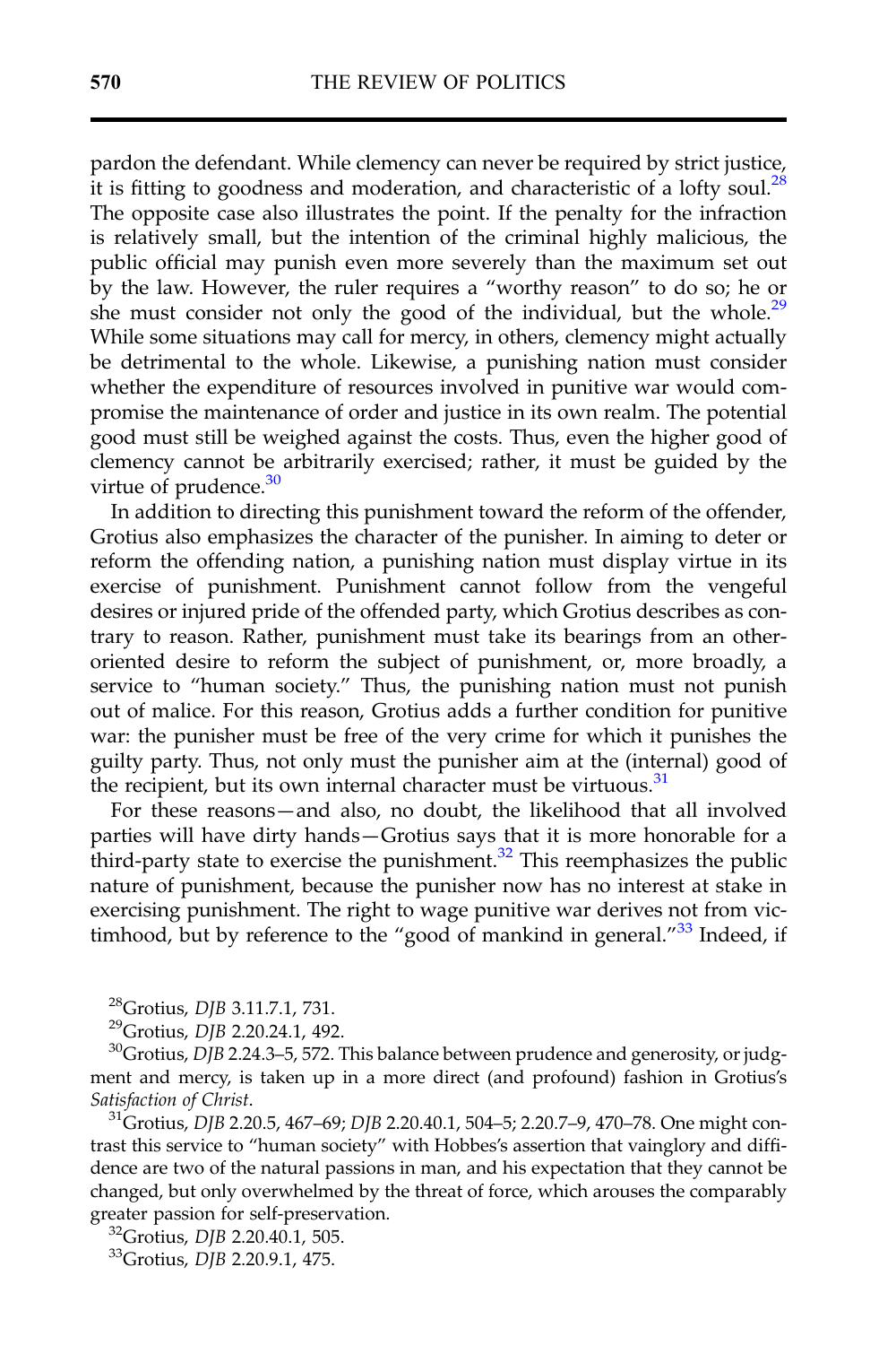pardon the defendant. While clemency can never be required by strict justice, it is fitting to goodness and moderation, and characteristic of a lofty soul.[28] The opposite case also illustrates the point. If the penalty for the infraction is relatively small, but the intention of the criminal highly malicious, the public official may punish even more severely than the maximum set out by the law. However, the ruler requires a "worthy reason" to do so; he or she must consider not only the good of the individual, but the whole.[29] While some situations may call for mercy, in others, clemency might actually be detrimental to the whole. Likewise, a punishing nation must consider whether the expenditure of resources involved in punitive war would compromise the maintenance of order and justice in its own realm. The potential good must still be weighed against the costs. Thus, even the higher good of clemency cannot be arbitrarily exercised; rather, it must be guided by the virtue of prudence.[30]

In addition to directing this punishment toward the reform of the offender, Grotius also emphasizes the character of the punisher. In aiming to deter or reform the offending nation, a punishing nation must display virtue in its exercise of punishment. Punishment cannot follow from the vengeful desires or injured pride of the offended party, which Grotius describes as contrary to reason. Rather, punishment must take its bearings from an other-oriented desire to reform the subject of punishment, or, more broadly, a service to "human society." Thus, the punishing nation must not punish out of malice. For this reason, Grotius adds a further condition for punitive war: the punisher must be free of the very crime for which it punishes the guilty party. Thus, not only must the punisher aim at the (internal) good of the recipient, but its own internal character must be virtuous.[31]

For these reasons—and also, no doubt, the likelihood that all involved parties will have dirty hands—Grotius says that it is more honorable for a third-party state to exercise the punishment.[32] This reemphasizes the public nature of punishment, because the punisher now has no interest at stake in exercising punishment. The right to wage punitive war derives not from victimhood, but by reference to the "good of mankind in general."[33] Indeed, if

[28]Grotius, *DJB* 3.11.7.1, 731.

[29]Grotius, *DJB* 2.20.24.1, 492.

[30]Grotius, *DJB* 2.24.3–5, 572. This balance between prudence and generosity, or judgment and mercy, is taken up in a more direct (and profound) fashion in Grotius's *Satisfaction of Christ*.

[31]Grotius, *DJB* 2.20.5, 467–69; *DJB* 2.20.40.1, 504–5; 2.20.7–9, 470–78. One might contrast this service to "human society" with Hobbes's assertion that vainglory and diffidence are two of the natural passions in man, and his expectation that they cannot be changed, but only overwhelmed by the threat of force, which arouses the comparably greater passion for self-preservation.

[32]Grotius, *DJB* 2.20.40.1, 505.

[33]Grotius, *DJB* 2.20.9.1, 475.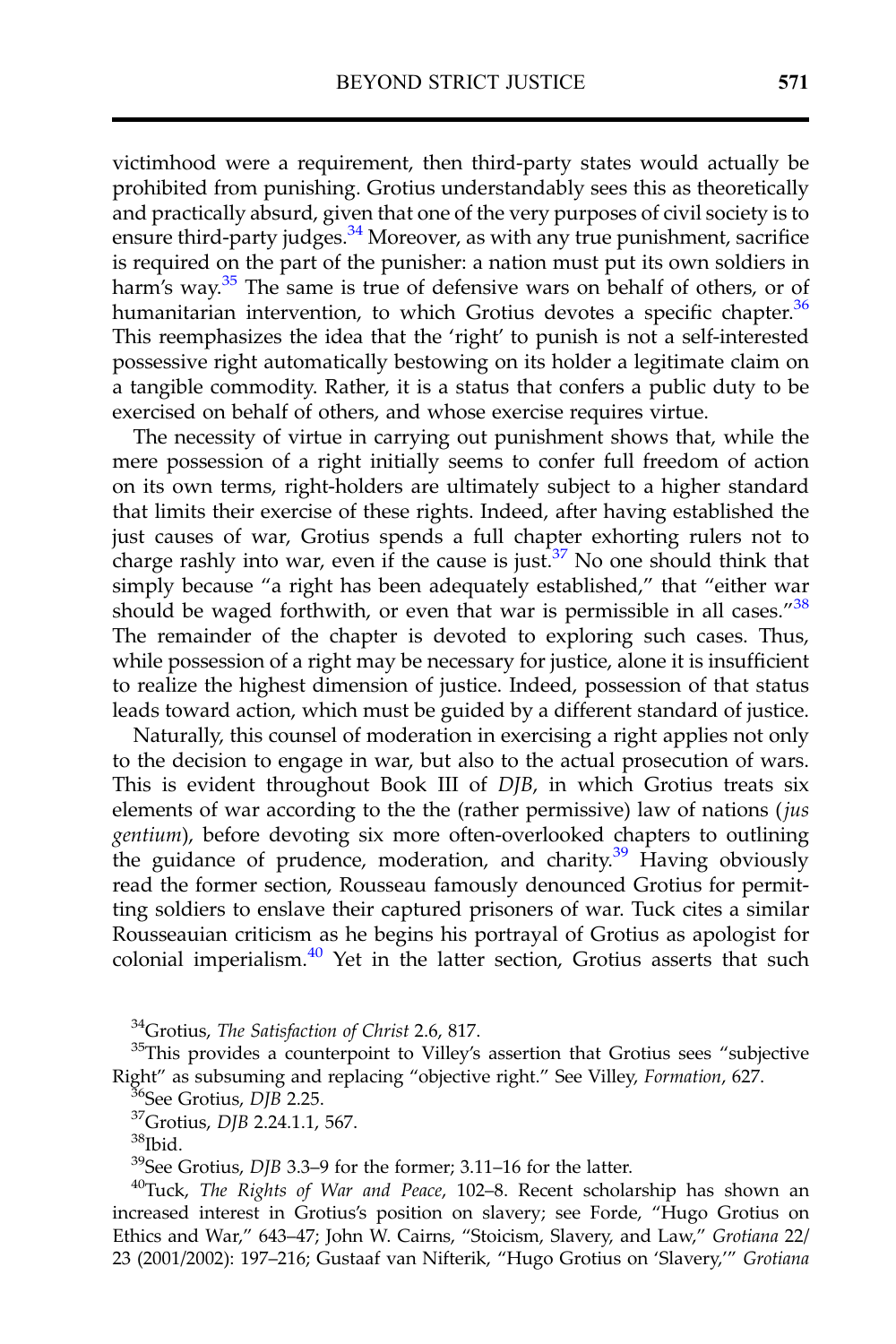victimhood were a requirement, then third-party states would actually be prohibited from punishing. Grotius understandably sees this as theoretically and practically absurd, given that one of the very purposes of civil society is to ensure third-party judges.[34] Moreover, as with any true punishment, sacrifice is required on the part of the punisher: a nation must put its own soldiers in harm's way.[35] The same is true of defensive wars on behalf of others, or of humanitarian intervention, to which Grotius devotes a specific chapter.[36] This reemphasizes the idea that the 'right' to punish is not a self-interested possessive right automatically bestowing on its holder a legitimate claim on a tangible commodity. Rather, it is a status that confers a public duty to be exercised on behalf of others, and whose exercise requires virtue.

The necessity of virtue in carrying out punishment shows that, while the mere possession of a right initially seems to confer full freedom of action on its own terms, right-holders are ultimately subject to a higher standard that limits their exercise of these rights. Indeed, after having established the just causes of war, Grotius spends a full chapter exhorting rulers not to charge rashly into war, even if the cause is just.[37] No one should think that simply because "a right has been adequately established," that "either war should be waged forthwith, or even that war is permissible in all cases."[38] The remainder of the chapter is devoted to exploring such cases. Thus, while possession of a right may be necessary for justice, alone it is insufficient to realize the highest dimension of justice. Indeed, possession of that status leads toward action, which must be guided by a different standard of justice.

Naturally, this counsel of moderation in exercising a right applies not only to the decision to engage in war, but also to the actual prosecution of wars. This is evident throughout Book III of *DJB*, in which Grotius treats six elements of war according to the the (rather permissive) law of nations (*jus gentium*), before devoting six more often-overlooked chapters to outlining the guidance of prudence, moderation, and charity.[39] Having obviously read the former section, Rousseau famously denounced Grotius for permitting soldiers to enslave their captured prisoners of war. Tuck cites a similar Rousseauian criticism as he begins his portrayal of Grotius as apologist for colonial imperialism.[40] Yet in the latter section, Grotius asserts that such

[34] Grotius, *The Satisfaction of Christ* 2.6, 817.

[35] This provides a counterpoint to Villey's assertion that Grotius sees "subjective Right" as subsuming and replacing "objective right." See Villey, *Formation*, 627.

[36] See Grotius, *DJB* 2.25.

[37] Grotius, *DJB* 2.24.1.1, 567.

[38] Ibid.

[39] See Grotius, *DJB* 3.3–9 for the former; 3.11–16 for the latter.

[40] Tuck, *The Rights of War and Peace*, 102–8. Recent scholarship has shown an increased interest in Grotius's position on slavery; see Forde, "Hugo Grotius on Ethics and War," 643–47; John W. Cairns, "Stoicism, Slavery, and Law," *Grotiana* 22/23 (2001/2002): 197–216; Gustaaf van Nifterik, "Hugo Grotius on 'Slavery,'" *Grotiana*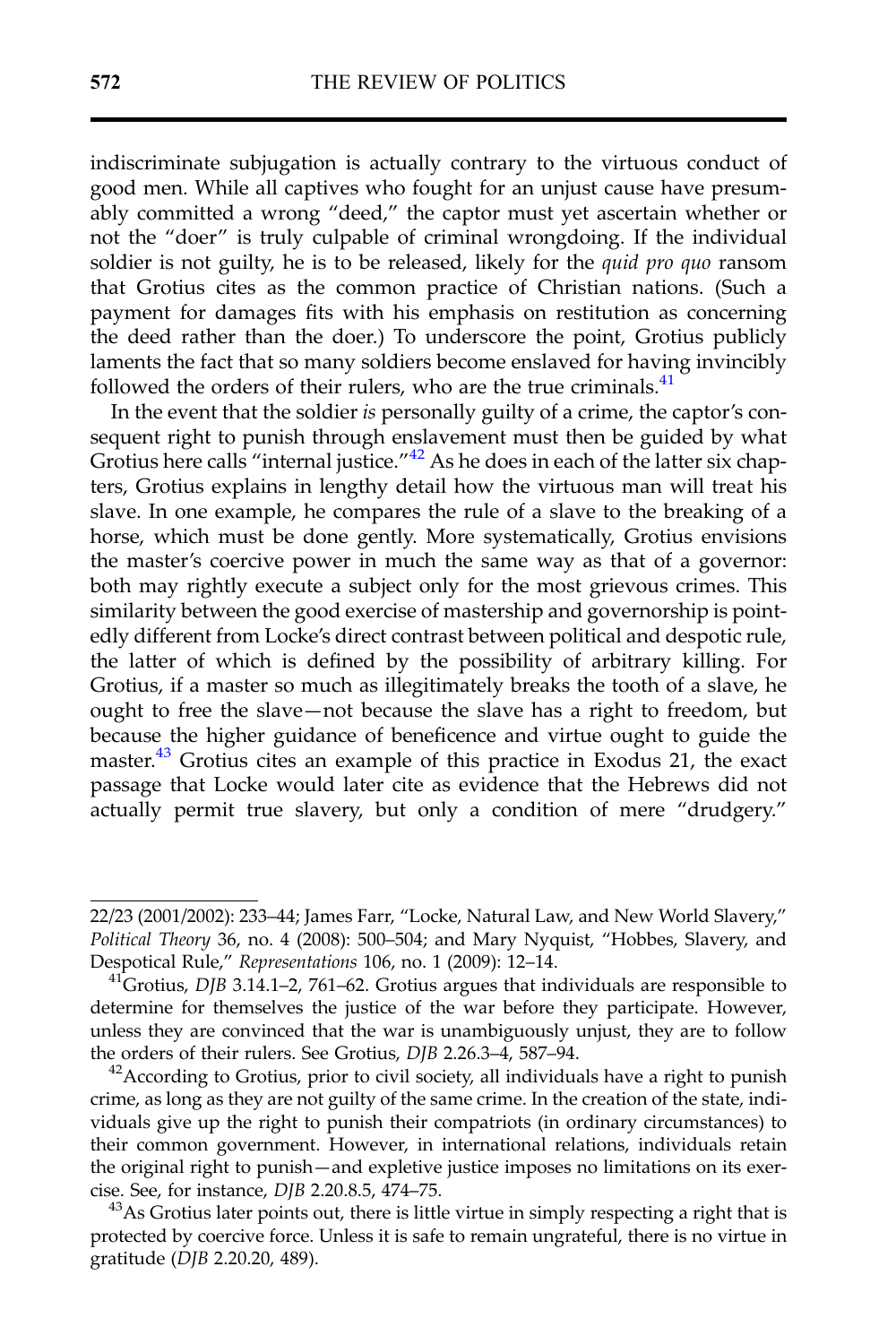indiscriminate subjugation is actually contrary to the virtuous conduct of good men. While all captives who fought for an unjust cause have presumably committed a wrong "deed," the captor must yet ascertain whether or not the "doer" is truly culpable of criminal wrongdoing. If the individual soldier is not guilty, he is to be released, likely for the *quid pro quo* ransom that Grotius cites as the common practice of Christian nations. (Such a payment for damages fits with his emphasis on restitution as concerning the deed rather than the doer.) To underscore the point, Grotius publicly laments the fact that so many soldiers become enslaved for having invincibly followed the orders of their rulers, who are the true criminals.[41]

In the event that the soldier *is* personally guilty of a crime, the captor's consequent right to punish through enslavement must then be guided by what Grotius here calls "internal justice."[42] As he does in each of the latter six chapters, Grotius explains in lengthy detail how the virtuous man will treat his slave. In one example, he compares the rule of a slave to the breaking of a horse, which must be done gently. More systematically, Grotius envisions the master's coercive power in much the same way as that of a governor: both may rightly execute a subject only for the most grievous crimes. This similarity between the good exercise of mastership and governorship is pointedly different from Locke's direct contrast between political and despotic rule, the latter of which is defined by the possibility of arbitrary killing. For Grotius, if a master so much as illegitimately breaks the tooth of a slave, he ought to free the slave—not because the slave has a right to freedom, but because the higher guidance of beneficence and virtue ought to guide the master.[43] Grotius cites an example of this practice in Exodus 21, the exact passage that Locke would later cite as evidence that the Hebrews did not actually permit true slavery, but only a condition of mere "drudgery."

---

22/23 (2001/2002): 233–44; James Farr, "Locke, Natural Law, and New World Slavery," *Political Theory* 36, no. 4 (2008): 500–504; and Mary Nyquist, "Hobbes, Slavery, and Despotical Rule," *Representations* 106, no. 1 (2009): 12–14.

[41]Grotius, *DJB* 3.14.1–2, 761–62. Grotius argues that individuals are responsible to determine for themselves the justice of the war before they participate. However, unless they are convinced that the war is unambiguously unjust, they are to follow the orders of their rulers. See Grotius, *DJB* 2.26.3–4, 587–94.

[42]According to Grotius, prior to civil society, all individuals have a right to punish crime, as long as they are not guilty of the same crime. In the creation of the state, individuals give up the right to punish their compatriots (in ordinary circumstances) to their common government. However, in international relations, individuals retain the original right to punish—and expletive justice imposes no limitations on its exercise. See, for instance, *DJB* 2.20.8.5, 474–75.

[43]As Grotius later points out, there is little virtue in simply respecting a right that is protected by coercive force. Unless it is safe to remain ungrateful, there is no virtue in gratitude (*DJB* 2.20.20, 489).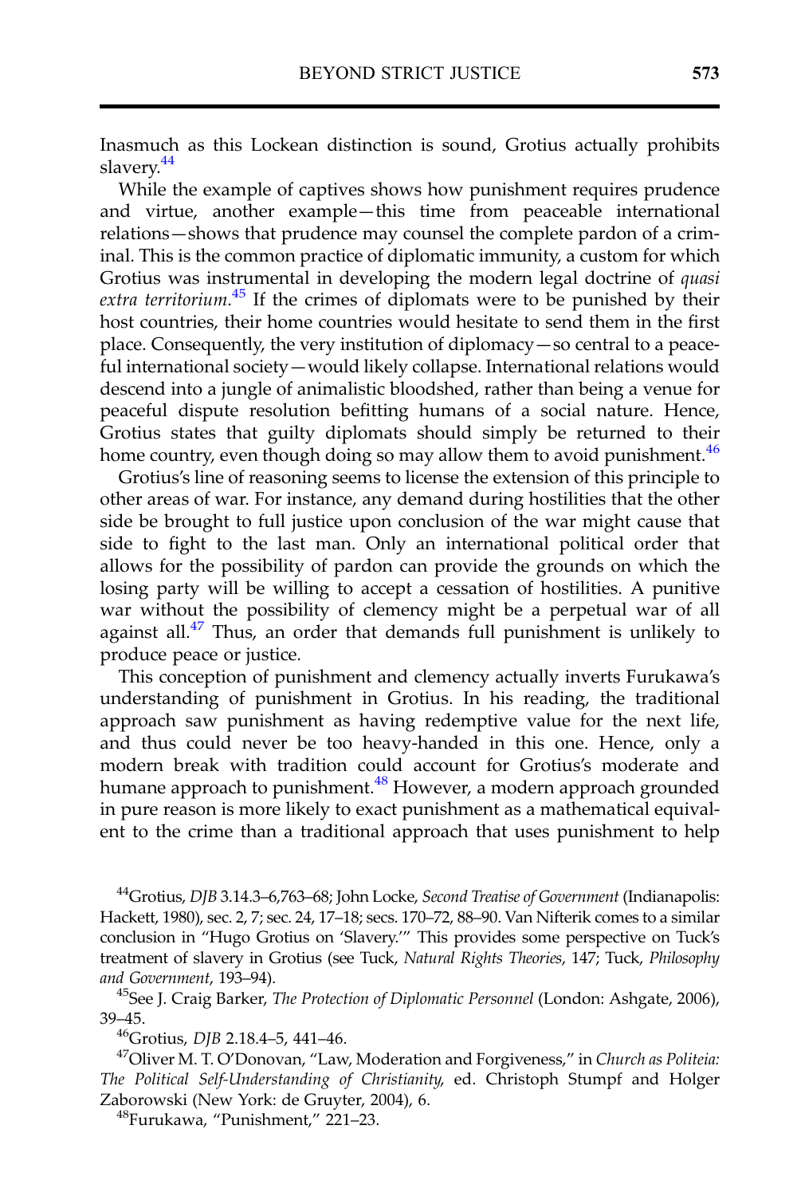Inasmuch as this Lockean distinction is sound, Grotius actually prohibits slavery.[44]

While the example of captives shows how punishment requires prudence and virtue, another example—this time from peaceable international relations—shows that prudence may counsel the complete pardon of a criminal. This is the common practice of diplomatic immunity, a custom for which Grotius was instrumental in developing the modern legal doctrine of *quasi extra territorium*.[45] If the crimes of diplomats were to be punished by their host countries, their home countries would hesitate to send them in the first place. Consequently, the very institution of diplomacy—so central to a peaceful international society—would likely collapse. International relations would descend into a jungle of animalistic bloodshed, rather than being a venue for peaceful dispute resolution befitting humans of a social nature. Hence, Grotius states that guilty diplomats should simply be returned to their home country, even though doing so may allow them to avoid punishment.[46]

Grotius's line of reasoning seems to license the extension of this principle to other areas of war. For instance, any demand during hostilities that the other side be brought to full justice upon conclusion of the war might cause that side to fight to the last man. Only an international political order that allows for the possibility of pardon can provide the grounds on which the losing party will be willing to accept a cessation of hostilities. A punitive war without the possibility of clemency might be a perpetual war of all against all.[47] Thus, an order that demands full punishment is unlikely to produce peace or justice.

This conception of punishment and clemency actually inverts Furukawa's understanding of punishment in Grotius. In his reading, the traditional approach saw punishment as having redemptive value for the next life, and thus could never be too heavy-handed in this one. Hence, only a modern break with tradition could account for Grotius's moderate and humane approach to punishment.[48] However, a modern approach grounded in pure reason is more likely to exact punishment as a mathematical equivalent to the crime than a traditional approach that uses punishment to help

[44]Grotius, *DJB* 3.14.3–6,763–68; John Locke, *Second Treatise of Government* (Indianapolis: Hackett, 1980), sec. 2, 7; sec. 24, 17–18; secs. 170–72, 88–90. Van Nifterik comes to a similar conclusion in "Hugo Grotius on 'Slavery.'" This provides some perspective on Tuck's treatment of slavery in Grotius (see Tuck, *Natural Rights Theories*, 147; Tuck, *Philosophy and Government*, 193–94).

[45]See J. Craig Barker, *The Protection of Diplomatic Personnel* (London: Ashgate, 2006), 39–45.

[46]Grotius, *DJB* 2.18.4–5, 441–46.

[47]Oliver M. T. O'Donovan, "Law, Moderation and Forgiveness," in *Church as Politeia: The Political Self-Understanding of Christianity*, ed. Christoph Stumpf and Holger Zaborowski (New York: de Gruyter, 2004), 6.

[48]Furukawa, "Punishment," 221–23.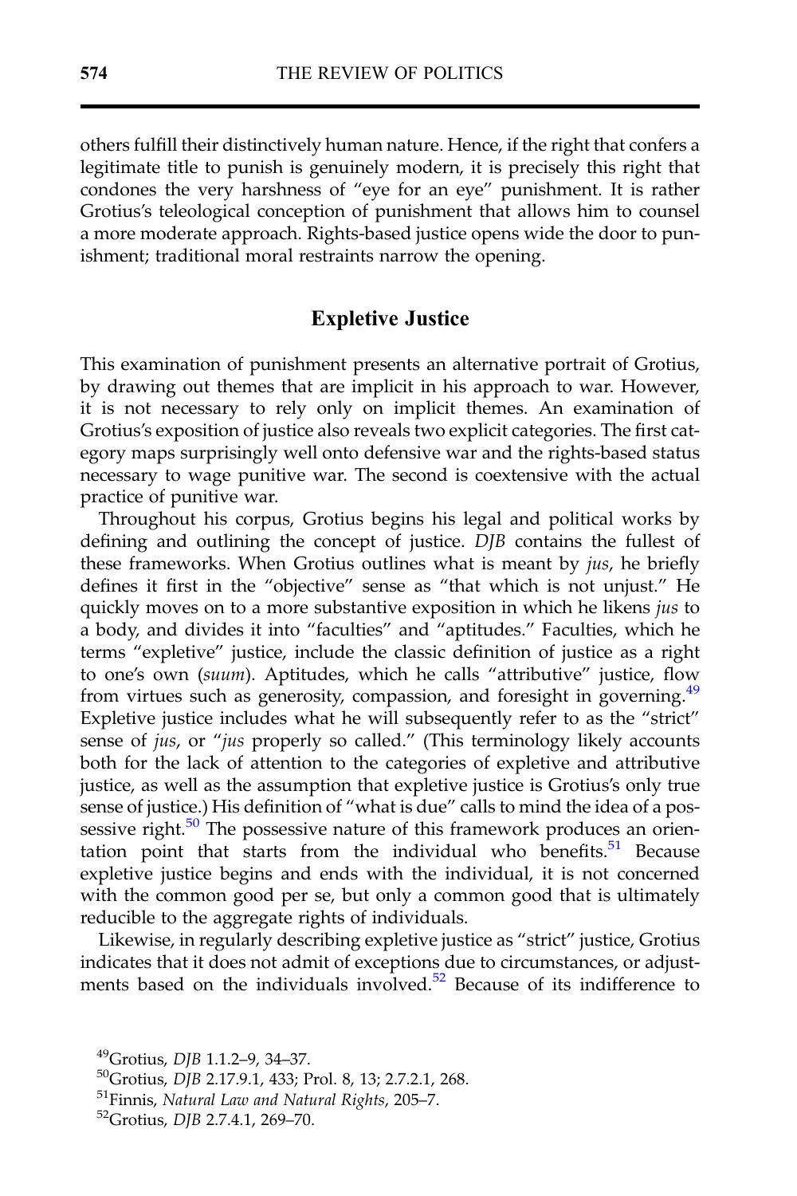others fulfill their distinctively human nature. Hence, if the right that confers a legitimate title to punish is genuinely modern, it is precisely this right that condones the very harshness of "eye for an eye" punishment. It is rather Grotius's teleological conception of punishment that allows him to counsel a more moderate approach. Rights-based justice opens wide the door to punishment; traditional moral restraints narrow the opening.

## Expletive Justice

This examination of punishment presents an alternative portrait of Grotius, by drawing out themes that are implicit in his approach to war. However, it is not necessary to rely only on implicit themes. An examination of Grotius's exposition of justice also reveals two explicit categories. The first category maps surprisingly well onto defensive war and the rights-based status necessary to wage punitive war. The second is coextensive with the actual practice of punitive war.

Throughout his corpus, Grotius begins his legal and political works by defining and outlining the concept of justice. *DJB* contains the fullest of these frameworks. When Grotius outlines what is meant by *jus*, he briefly defines it first in the "objective" sense as "that which is not unjust." He quickly moves on to a more substantive exposition in which he likens *jus* to a body, and divides it into "faculties" and "aptitudes." Faculties, which he terms "expletive" justice, include the classic definition of justice as a right to one's own (*suum*). Aptitudes, which he calls "attributive" justice, flow from virtues such as generosity, compassion, and foresight in governing.[49] Expletive justice includes what he will subsequently refer to as the "strict" sense of *jus*, or "*jus* properly so called." (This terminology likely accounts both for the lack of attention to the categories of expletive and attributive justice, as well as the assumption that expletive justice is Grotius's only true sense of justice.) His definition of "what is due" calls to mind the idea of a possessive right.[50] The possessive nature of this framework produces an orientation point that starts from the individual who benefits.[51] Because expletive justice begins and ends with the individual, it is not concerned with the common good per se, but only a common good that is ultimately reducible to the aggregate rights of individuals.

Likewise, in regularly describing expletive justice as "strict" justice, Grotius indicates that it does not admit of exceptions due to circumstances, or adjustments based on the individuals involved.[52] Because of its indifference to

---

[49] Grotius, *DJB* 1.1.2–9, 34–37.

[50] Grotius, *DJB* 2.17.9.1, 433; Prol. 8, 13; 2.7.2.1, 268.

[51] Finnis, *Natural Law and Natural Rights*, 205–7.

[52] Grotius, *DJB* 2.7.4.1, 269–70.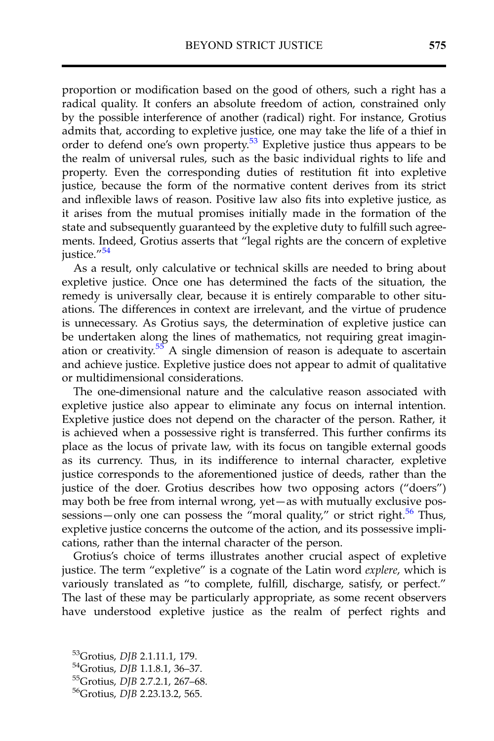proportion or modification based on the good of others, such a right has a radical quality. It confers an absolute freedom of action, constrained only by the possible interference of another (radical) right. For instance, Grotius admits that, according to expletive justice, one may take the life of a thief in order to defend one's own property.[53] Expletive justice thus appears to be the realm of universal rules, such as the basic individual rights to life and property. Even the corresponding duties of restitution fit into expletive justice, because the form of the normative content derives from its strict and inflexible laws of reason. Positive law also fits into expletive justice, as it arises from the mutual promises initially made in the formation of the state and subsequently guaranteed by the expletive duty to fulfill such agreements. Indeed, Grotius asserts that "legal rights are the concern of expletive justice."[54]

As a result, only calculative or technical skills are needed to bring about expletive justice. Once one has determined the facts of the situation, the remedy is universally clear, because it is entirely comparable to other situations. The differences in context are irrelevant, and the virtue of prudence is unnecessary. As Grotius says, the determination of expletive justice can be undertaken along the lines of mathematics, not requiring great imagination or creativity.[55] A single dimension of reason is adequate to ascertain and achieve justice. Expletive justice does not appear to admit of qualitative or multidimensional considerations.

The one-dimensional nature and the calculative reason associated with expletive justice also appear to eliminate any focus on internal intention. Expletive justice does not depend on the character of the person. Rather, it is achieved when a possessive right is transferred. This further confirms its place as the locus of private law, with its focus on tangible external goods as its currency. Thus, in its indifference to internal character, expletive justice corresponds to the aforementioned justice of deeds, rather than the justice of the doer. Grotius describes how two opposing actors ("doers") may both be free from internal wrong, yet—as with mutually exclusive possessions—only one can possess the "moral quality," or strict right.[56] Thus, expletive justice concerns the outcome of the action, and its possessive implications, rather than the internal character of the person.

Grotius's choice of terms illustrates another crucial aspect of expletive justice. The term "expletive" is a cognate of the Latin word *explere*, which is variously translated as "to complete, fulfill, discharge, satisfy, or perfect." The last of these may be particularly appropriate, as some recent observers have understood expletive justice as the realm of perfect rights and

[53]Grotius, *DJB* 2.1.11.1, 179.

[54]Grotius, *DJB* 1.1.8.1, 36–37.

[55]Grotius, *DJB* 2.7.2.1, 267–68.

[56]Grotius, *DJB* 2.23.13.2, 565.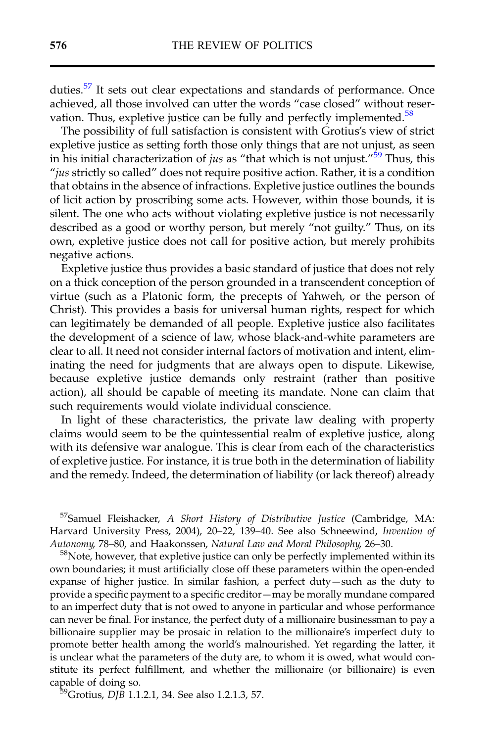duties.[57] It sets out clear expectations and standards of performance. Once achieved, all those involved can utter the words "case closed" without reservation. Thus, expletive justice can be fully and perfectly implemented.[58]

The possibility of full satisfaction is consistent with Grotius's view of strict expletive justice as setting forth those only things that are not unjust, as seen in his initial characterization of *jus* as "that which is not unjust."[59] Thus, this "*jus* strictly so called" does not require positive action. Rather, it is a condition that obtains in the absence of infractions. Expletive justice outlines the bounds of licit action by proscribing some acts. However, within those bounds, it is silent. The one who acts without violating expletive justice is not necessarily described as a good or worthy person, but merely "not guilty." Thus, on its own, expletive justice does not call for positive action, but merely prohibits negative actions.

Expletive justice thus provides a basic standard of justice that does not rely on a thick conception of the person grounded in a transcendent conception of virtue (such as a Platonic form, the precepts of Yahweh, or the person of Christ). This provides a basis for universal human rights, respect for which can legitimately be demanded of all people. Expletive justice also facilitates the development of a science of law, whose black-and-white parameters are clear to all. It need not consider internal factors of motivation and intent, eliminating the need for judgments that are always open to dispute. Likewise, because expletive justice demands only restraint (rather than positive action), all should be capable of meeting its mandate. None can claim that such requirements would violate individual conscience.

In light of these characteristics, the private law dealing with property claims would seem to be the quintessential realm of expletive justice, along with its defensive war analogue. This is clear from each of the characteristics of expletive justice. For instance, it is true both in the determination of liability and the remedy. Indeed, the determination of liability (or lack thereof) already

[57]Samuel Fleishacker, *A Short History of Distributive Justice* (Cambridge, MA: Harvard University Press, 2004), 20–22, 139–40. See also Schneewind, *Invention of Autonomy*, 78–80, and Haakonssen, *Natural Law and Moral Philosophy*, 26–30.

[58]Note, however, that expletive justice can only be perfectly implemented within its own boundaries; it must artificially close off these parameters within the open-ended expanse of higher justice. In similar fashion, a perfect duty—such as the duty to provide a specific payment to a specific creditor—may be morally mundane compared to an imperfect duty that is not owed to anyone in particular and whose performance can never be final. For instance, the perfect duty of a millionaire businessman to pay a billionaire supplier may be prosaic in relation to the millionaire's imperfect duty to promote better health among the world's malnourished. Yet regarding the latter, it is unclear what the parameters of the duty are, to whom it is owed, what would constitute its perfect fulfillment, and whether the millionaire (or billionaire) is even capable of doing so.

[59]Grotius, *DJB* 1.1.2.1, 34. See also 1.2.1.3, 57.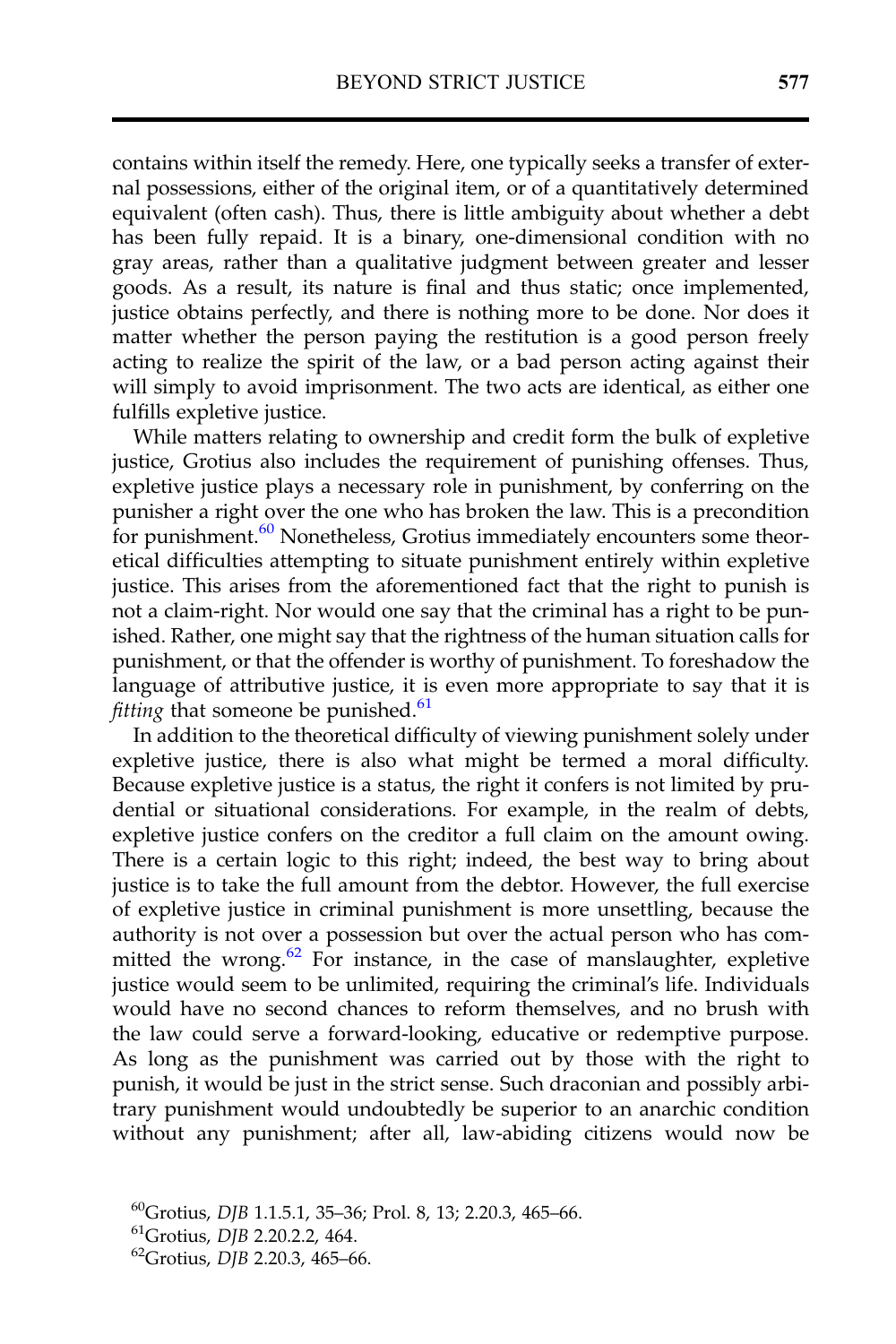contains within itself the remedy. Here, one typically seeks a transfer of external possessions, either of the original item, or of a quantitatively determined equivalent (often cash). Thus, there is little ambiguity about whether a debt has been fully repaid. It is a binary, one-dimensional condition with no gray areas, rather than a qualitative judgment between greater and lesser goods. As a result, its nature is final and thus static; once implemented, justice obtains perfectly, and there is nothing more to be done. Nor does it matter whether the person paying the restitution is a good person freely acting to realize the spirit of the law, or a bad person acting against their will simply to avoid imprisonment. The two acts are identical, as either one fulfills expletive justice.

While matters relating to ownership and credit form the bulk of expletive justice, Grotius also includes the requirement of punishing offenses. Thus, expletive justice plays a necessary role in punishment, by conferring on the punisher a right over the one who has broken the law. This is a precondition for punishment.[60] Nonetheless, Grotius immediately encounters some theoretical difficulties attempting to situate punishment entirely within expletive justice. This arises from the aforementioned fact that the right to punish is not a claim-right. Nor would one say that the criminal has a right to be punished. Rather, one might say that the rightness of the human situation calls for punishment, or that the offender is worthy of punishment. To foreshadow the language of attributive justice, it is even more appropriate to say that it is *fitting* that someone be punished.[61]

In addition to the theoretical difficulty of viewing punishment solely under expletive justice, there is also what might be termed a moral difficulty. Because expletive justice is a status, the right it confers is not limited by prudential or situational considerations. For example, in the realm of debts, expletive justice confers on the creditor a full claim on the amount owing. There is a certain logic to this right; indeed, the best way to bring about justice is to take the full amount from the debtor. However, the full exercise of expletive justice in criminal punishment is more unsettling, because the authority is not over a possession but over the actual person who has committed the wrong.[62] For instance, in the case of manslaughter, expletive justice would seem to be unlimited, requiring the criminal's life. Individuals would have no second chances to reform themselves, and no brush with the law could serve a forward-looking, educative or redemptive purpose. As long as the punishment was carried out by those with the right to punish, it would be just in the strict sense. Such draconian and possibly arbitrary punishment would undoubtedly be superior to an anarchic condition without any punishment; after all, law-abiding citizens would now be

[60]Grotius, *DJB* 1.1.5.1, 35–36; Prol. 8, 13; 2.20.3, 465–66.

[61]Grotius, *DJB* 2.20.2.2, 464.

[62]Grotius, *DJB* 2.20.3, 465–66.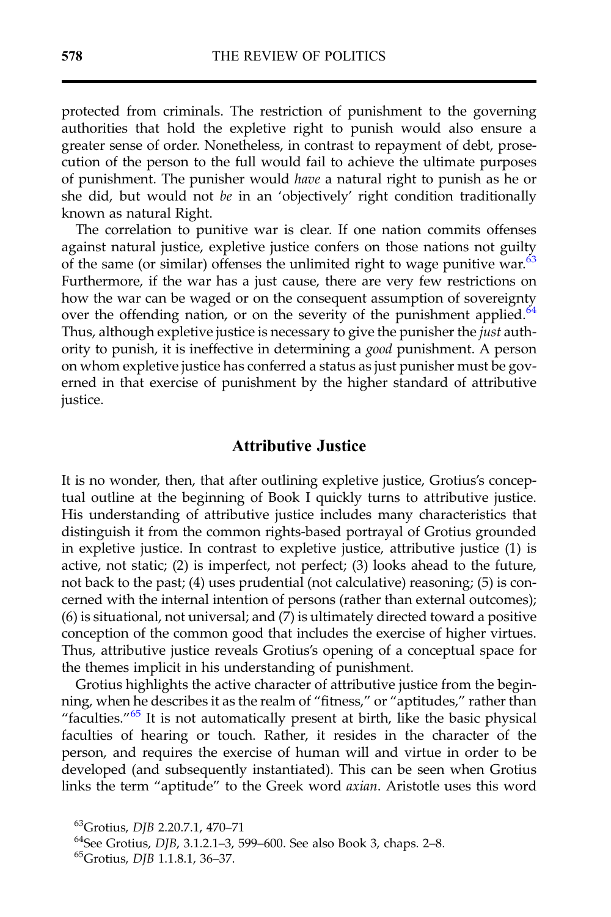protected from criminals. The restriction of punishment to the governing authorities that hold the expletive right to punish would also ensure a greater sense of order. Nonetheless, in contrast to repayment of debt, prosecution of the person to the full would fail to achieve the ultimate purposes of punishment. The punisher would *have* a natural right to punish as he or she did, but would not *be* in an 'objectively' right condition traditionally known as natural Right.

The correlation to punitive war is clear. If one nation commits offenses against natural justice, expletive justice confers on those nations not guilty of the same (or similar) offenses the unlimited right to wage punitive war.[63] Furthermore, if the war has a just cause, there are very few restrictions on how the war can be waged or on the consequent assumption of sovereignty over the offending nation, or on the severity of the punishment applied.[64] Thus, although expletive justice is necessary to give the punisher the *just* authority to punish, it is ineffective in determining a *good* punishment. A person on whom expletive justice has conferred a status as just punisher must be governed in that exercise of punishment by the higher standard of attributive justice.

## Attributive Justice

It is no wonder, then, that after outlining expletive justice, Grotius's conceptual outline at the beginning of Book I quickly turns to attributive justice. His understanding of attributive justice includes many characteristics that distinguish it from the common rights-based portrayal of Grotius grounded in expletive justice. In contrast to expletive justice, attributive justice (1) is active, not static; (2) is imperfect, not perfect; (3) looks ahead to the future, not back to the past; (4) uses prudential (not calculative) reasoning; (5) is concerned with the internal intention of persons (rather than external outcomes); (6) is situational, not universal; and (7) is ultimately directed toward a positive conception of the common good that includes the exercise of higher virtues. Thus, attributive justice reveals Grotius's opening of a conceptual space for the themes implicit in his understanding of punishment.

Grotius highlights the active character of attributive justice from the beginning, when he describes it as the realm of "fitness," or "aptitudes," rather than "faculties."[65] It is not automatically present at birth, like the basic physical faculties of hearing or touch. Rather, it resides in the character of the person, and requires the exercise of human will and virtue in order to be developed (and subsequently instantiated). This can be seen when Grotius links the term "aptitude" to the Greek word *axian*. Aristotle uses this word

[63] Grotius, *DJB* 2.20.7.1, 470–71

[64] See Grotius, *DJB*, 3.1.2.1–3, 599–600. See also Book 3, chaps. 2–8.

[65] Grotius, *DJB* 1.1.8.1, 36–37.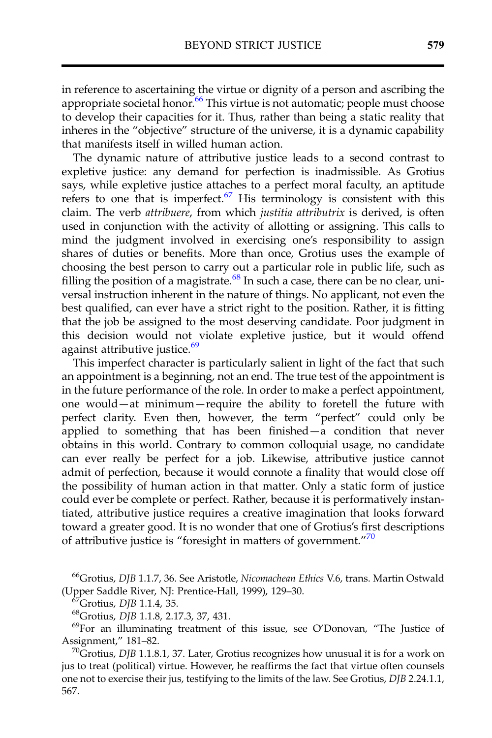in reference to ascertaining the virtue or dignity of a person and ascribing the appropriate societal honor.[66] This virtue is not automatic; people must choose to develop their capacities for it. Thus, rather than being a static reality that inheres in the "objective" structure of the universe, it is a dynamic capability that manifests itself in willed human action.

The dynamic nature of attributive justice leads to a second contrast to expletive justice: any demand for perfection is inadmissible. As Grotius says, while expletive justice attaches to a perfect moral faculty, an aptitude refers to one that is imperfect.[67] His terminology is consistent with this claim. The verb *attribuere*, from which *justitia attributrix* is derived, is often used in conjunction with the activity of allotting or assigning. This calls to mind the judgment involved in exercising one's responsibility to assign shares of duties or benefits. More than once, Grotius uses the example of choosing the best person to carry out a particular role in public life, such as filling the position of a magistrate.[68] In such a case, there can be no clear, universal instruction inherent in the nature of things. No applicant, not even the best qualified, can ever have a strict right to the position. Rather, it is fitting that the job be assigned to the most deserving candidate. Poor judgment in this decision would not violate expletive justice, but it would offend against attributive justice.[69]

This imperfect character is particularly salient in light of the fact that such an appointment is a beginning, not an end. The true test of the appointment is in the future performance of the role. In order to make a perfect appointment, one would—at minimum—require the ability to foretell the future with perfect clarity. Even then, however, the term "perfect" could only be applied to something that has been finished—a condition that never obtains in this world. Contrary to common colloquial usage, no candidate can ever really be perfect for a job. Likewise, attributive justice cannot admit of perfection, because it would connote a finality that would close off the possibility of human action in that matter. Only a static form of justice could ever be complete or perfect. Rather, because it is performatively instantiated, attributive justice requires a creative imagination that looks forward toward a greater good. It is no wonder that one of Grotius's first descriptions of attributive justice is "foresight in matters of government."[70]

---

[66] Grotius, *DJB* 1.1.7, 36. See Aristotle, *Nicomachean Ethics* V.6, trans. Martin Ostwald (Upper Saddle River, NJ: Prentice-Hall, 1999), 129–30.

[67] Grotius, *DJB* 1.1.4, 35.

[68] Grotius, *DJB* 1.1.8, 2.17.3, 37, 431.

[69] For an illuminating treatment of this issue, see O'Donovan, "The Justice of Assignment," 181–82.

[70] Grotius, *DJB* 1.1.8.1, 37. Later, Grotius recognizes how unusual it is for a work on jus to treat (political) virtue. However, he reaffirms the fact that virtue often counsels one not to exercise their jus, testifying to the limits of the law. See Grotius, *DJB* 2.24.1.1, 567.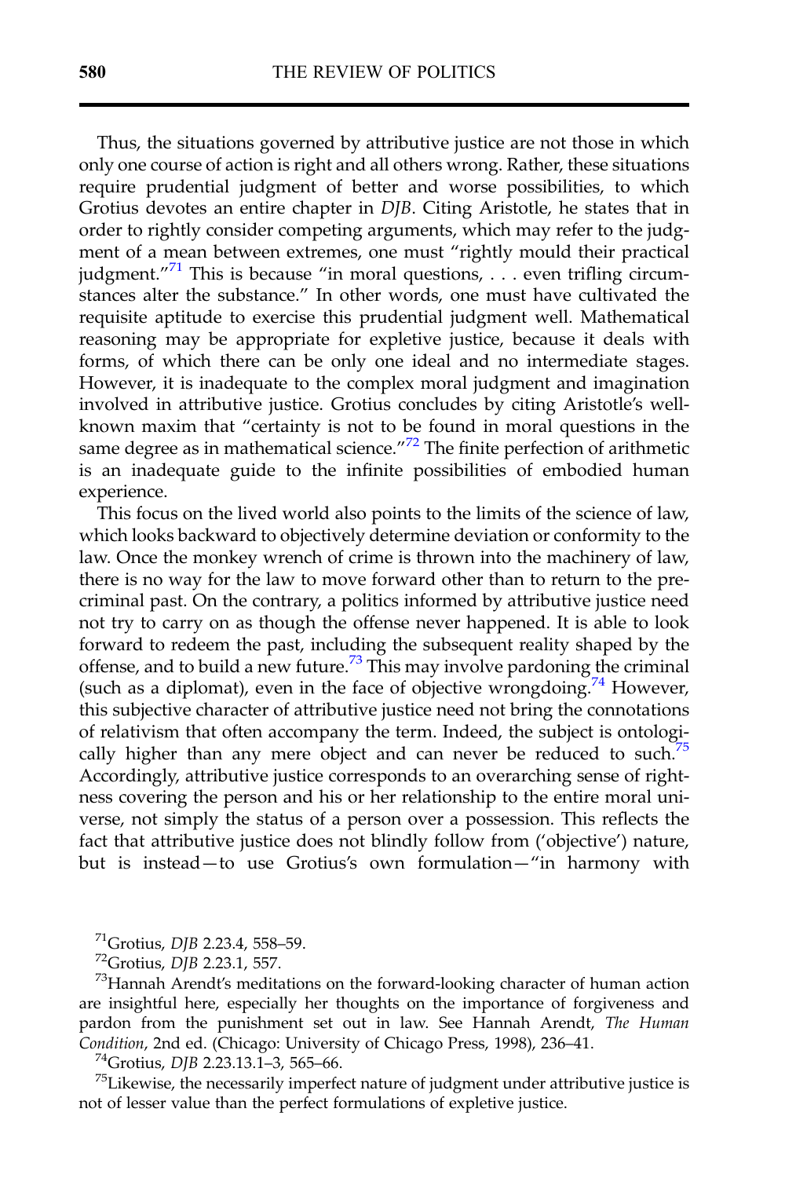Thus, the situations governed by attributive justice are not those in which only one course of action is right and all others wrong. Rather, these situations require prudential judgment of better and worse possibilities, to which Grotius devotes an entire chapter in *DJB*. Citing Aristotle, he states that in order to rightly consider competing arguments, which may refer to the judgment of a mean between extremes, one must "rightly mould their practical judgment."[71] This is because "in moral questions, . . . even trifling circumstances alter the substance." In other words, one must have cultivated the requisite aptitude to exercise this prudential judgment well. Mathematical reasoning may be appropriate for expletive justice, because it deals with forms, of which there can be only one ideal and no intermediate stages. However, it is inadequate to the complex moral judgment and imagination involved in attributive justice. Grotius concludes by citing Aristotle's well-known maxim that "certainty is not to be found in moral questions in the same degree as in mathematical science."[72] The finite perfection of arithmetic is an inadequate guide to the infinite possibilities of embodied human experience.

This focus on the lived world also points to the limits of the science of law, which looks backward to objectively determine deviation or conformity to the law. Once the monkey wrench of crime is thrown into the machinery of law, there is no way for the law to move forward other than to return to the pre-criminal past. On the contrary, a politics informed by attributive justice need not try to carry on as though the offense never happened. It is able to look forward to redeem the past, including the subsequent reality shaped by the offense, and to build a new future.[73] This may involve pardoning the criminal (such as a diplomat), even in the face of objective wrongdoing.[74] However, this subjective character of attributive justice need not bring the connotations of relativism that often accompany the term. Indeed, the subject is ontologically higher than any mere object and can never be reduced to such.[75] Accordingly, attributive justice corresponds to an overarching sense of rightness covering the person and his or her relationship to the entire moral universe, not simply the status of a person over a possession. This reflects the fact that attributive justice does not blindly follow from ('objective') nature, but is instead—to use Grotius's own formulation—"in harmony with

[71]Grotius, *DJB* 2.23.4, 558–59.

[72]Grotius, *DJB* 2.23.1, 557.

[73]Hannah Arendt's meditations on the forward-looking character of human action are insightful here, especially her thoughts on the importance of forgiveness and pardon from the punishment set out in law. See Hannah Arendt, *The Human Condition*, 2nd ed. (Chicago: University of Chicago Press, 1998), 236–41.

[74]Grotius, *DJB* 2.23.13.1–3, 565–66.

[75]Likewise, the necessarily imperfect nature of judgment under attributive justice is not of lesser value than the perfect formulations of expletive justice.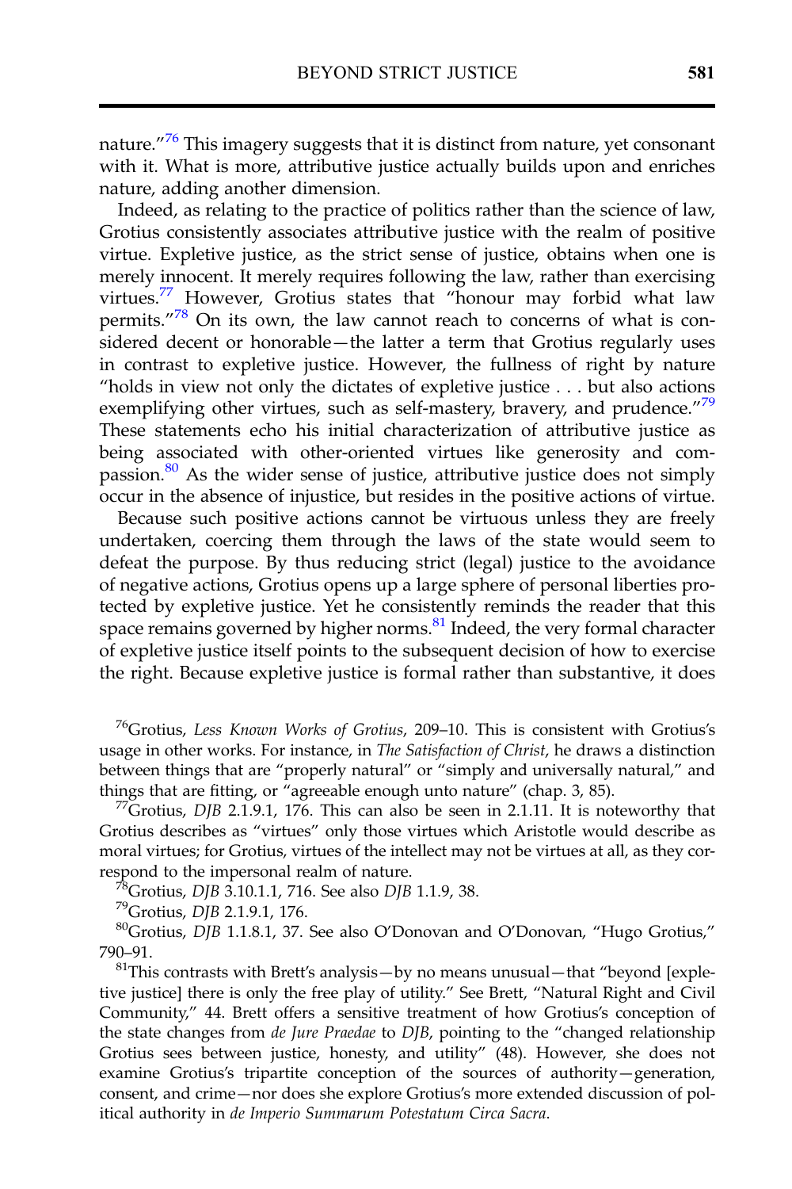nature."[76] This imagery suggests that it is distinct from nature, yet consonant with it. What is more, attributive justice actually builds upon and enriches nature, adding another dimension.

Indeed, as relating to the practice of politics rather than the science of law, Grotius consistently associates attributive justice with the realm of positive virtue. Expletive justice, as the strict sense of justice, obtains when one is merely innocent. It merely requires following the law, rather than exercising virtues.[77] However, Grotius states that "honour may forbid what law permits."[78] On its own, the law cannot reach to concerns of what is considered decent or honorable—the latter a term that Grotius regularly uses in contrast to expletive justice. However, the fullness of right by nature "holds in view not only the dictates of expletive justice . . . but also actions exemplifying other virtues, such as self-mastery, bravery, and prudence."[79] These statements echo his initial characterization of attributive justice as being associated with other-oriented virtues like generosity and compassion.[80] As the wider sense of justice, attributive justice does not simply occur in the absence of injustice, but resides in the positive actions of virtue.

Because such positive actions cannot be virtuous unless they are freely undertaken, coercing them through the laws of the state would seem to defeat the purpose. By thus reducing strict (legal) justice to the avoidance of negative actions, Grotius opens up a large sphere of personal liberties protected by expletive justice. Yet he consistently reminds the reader that this space remains governed by higher norms.[81] Indeed, the very formal character of expletive justice itself points to the subsequent decision of how to exercise the right. Because expletive justice is formal rather than substantive, it does

[76] Grotius, *Less Known Works of Grotius*, 209–10. This is consistent with Grotius's usage in other works. For instance, in *The Satisfaction of Christ*, he draws a distinction between things that are "properly natural" or "simply and universally natural," and things that are fitting, or "agreeable enough unto nature" (chap. 3, 85).

[77] Grotius, *DJB* 2.1.9.1, 176. This can also be seen in 2.1.11. It is noteworthy that Grotius describes as "virtues" only those virtues which Aristotle would describe as moral virtues; for Grotius, virtues of the intellect may not be virtues at all, as they correspond to the impersonal realm of nature.

[78] Grotius, *DJB* 3.10.1.1, 716. See also *DJB* 1.1.9, 38.

[79] Grotius, *DJB* 2.1.9.1, 176.

[80] Grotius, *DJB* 1.1.8.1, 37. See also O'Donovan and O'Donovan, "Hugo Grotius," 790–91.

[81] This contrasts with Brett's analysis—by no means unusual—that "beyond [expletive justice] there is only the free play of utility." See Brett, "Natural Right and Civil Community," 44. Brett offers a sensitive treatment of how Grotius's conception of the state changes from *de Jure Praedae* to *DJB*, pointing to the "changed relationship Grotius sees between justice, honesty, and utility" (48). However, she does not examine Grotius's tripartite conception of the sources of authority—generation, consent, and crime—nor does she explore Grotius's more extended discussion of political authority in *de Imperio Summarum Potestatum Circa Sacra*.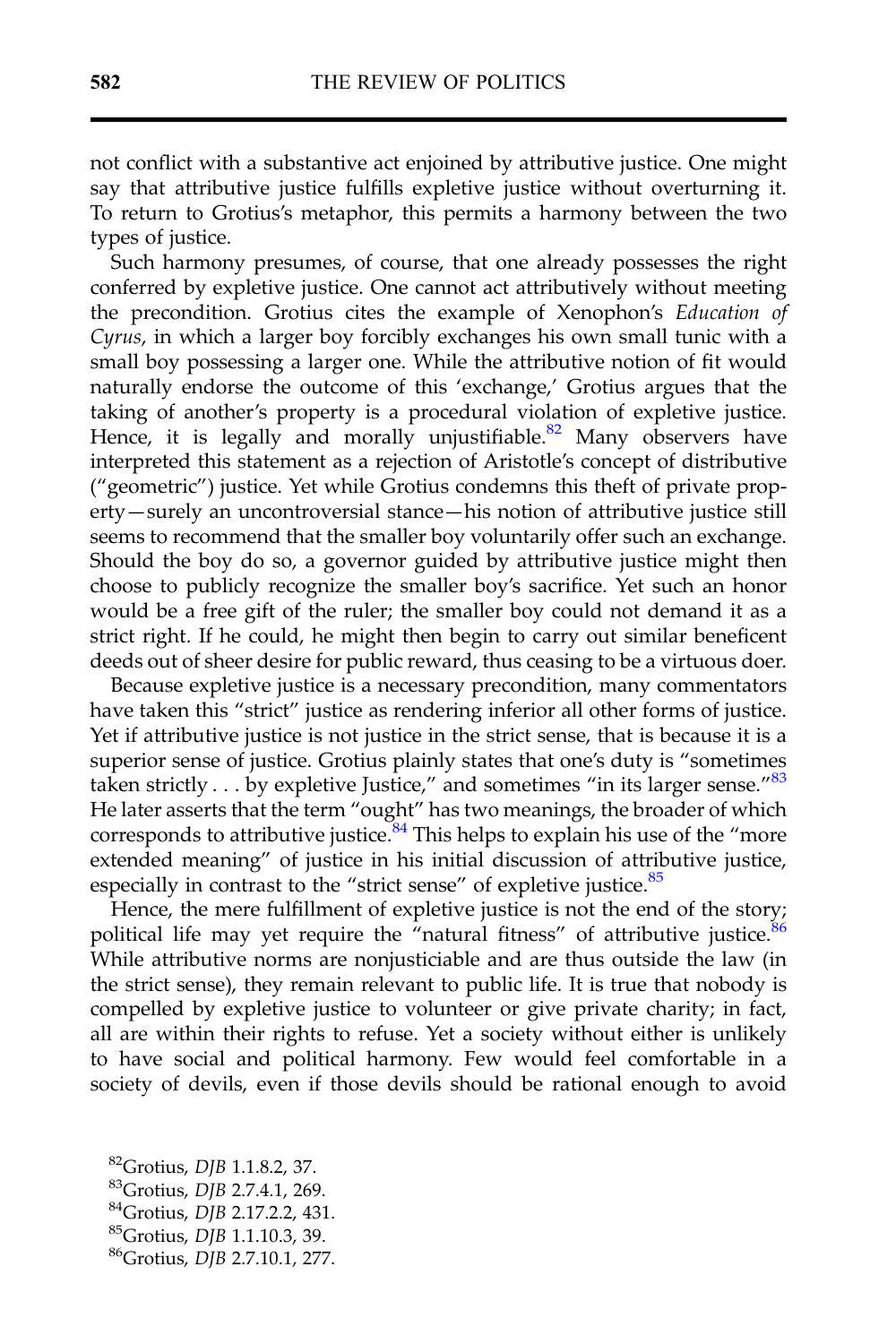not conflict with a substantive act enjoined by attributive justice. One might say that attributive justice fulfills expletive justice without overturning it. To return to Grotius's metaphor, this permits a harmony between the two types of justice.

Such harmony presumes, of course, that one already possesses the right conferred by expletive justice. One cannot act attributively without meeting the precondition. Grotius cites the example of Xenophon's *Education of Cyrus*, in which a larger boy forcibly exchanges his own small tunic with a small boy possessing a larger one. While the attributive notion of fit would naturally endorse the outcome of this 'exchange,' Grotius argues that the taking of another's property is a procedural violation of expletive justice. Hence, it is legally and morally unjustifiable.[82] Many observers have interpreted this statement as a rejection of Aristotle's concept of distributive ("geometric") justice. Yet while Grotius condemns this theft of private property—surely an uncontroversial stance—his notion of attributive justice still seems to recommend that the smaller boy voluntarily offer such an exchange. Should the boy do so, a governor guided by attributive justice might then choose to publicly recognize the smaller boy's sacrifice. Yet such an honor would be a free gift of the ruler; the smaller boy could not demand it as a strict right. If he could, he might then begin to carry out similar beneficent deeds out of sheer desire for public reward, thus ceasing to be a virtuous doer.

Because expletive justice is a necessary precondition, many commentators have taken this "strict" justice as rendering inferior all other forms of justice. Yet if attributive justice is not justice in the strict sense, that is because it is a superior sense of justice. Grotius plainly states that one's duty is "sometimes taken strictly . . . by expletive Justice," and sometimes "in its larger sense."[83] He later asserts that the term "ought" has two meanings, the broader of which corresponds to attributive justice.[84] This helps to explain his use of the "more extended meaning" of justice in his initial discussion of attributive justice, especially in contrast to the "strict sense" of expletive justice.[85]

Hence, the mere fulfillment of expletive justice is not the end of the story; political life may yet require the "natural fitness" of attributive justice.[86] While attributive norms are nonjusticiable and are thus outside the law (in the strict sense), they remain relevant to public life. It is true that nobody is compelled by expletive justice to volunteer or give private charity; in fact, all are within their rights to refuse. Yet a society without either is unlikely to have social and political harmony. Few would feel comfortable in a society of devils, even if those devils should be rational enough to avoid

[82] Grotius, *DJB* 1.1.8.2, 37.
[83] Grotius, *DJB* 2.7.4.1, 269.
[84] Grotius, *DJB* 2.17.2.2, 431.
[85] Grotius, *DJB* 1.1.10.3, 39.
[86] Grotius, *DJB* 2.7.10.1, 277.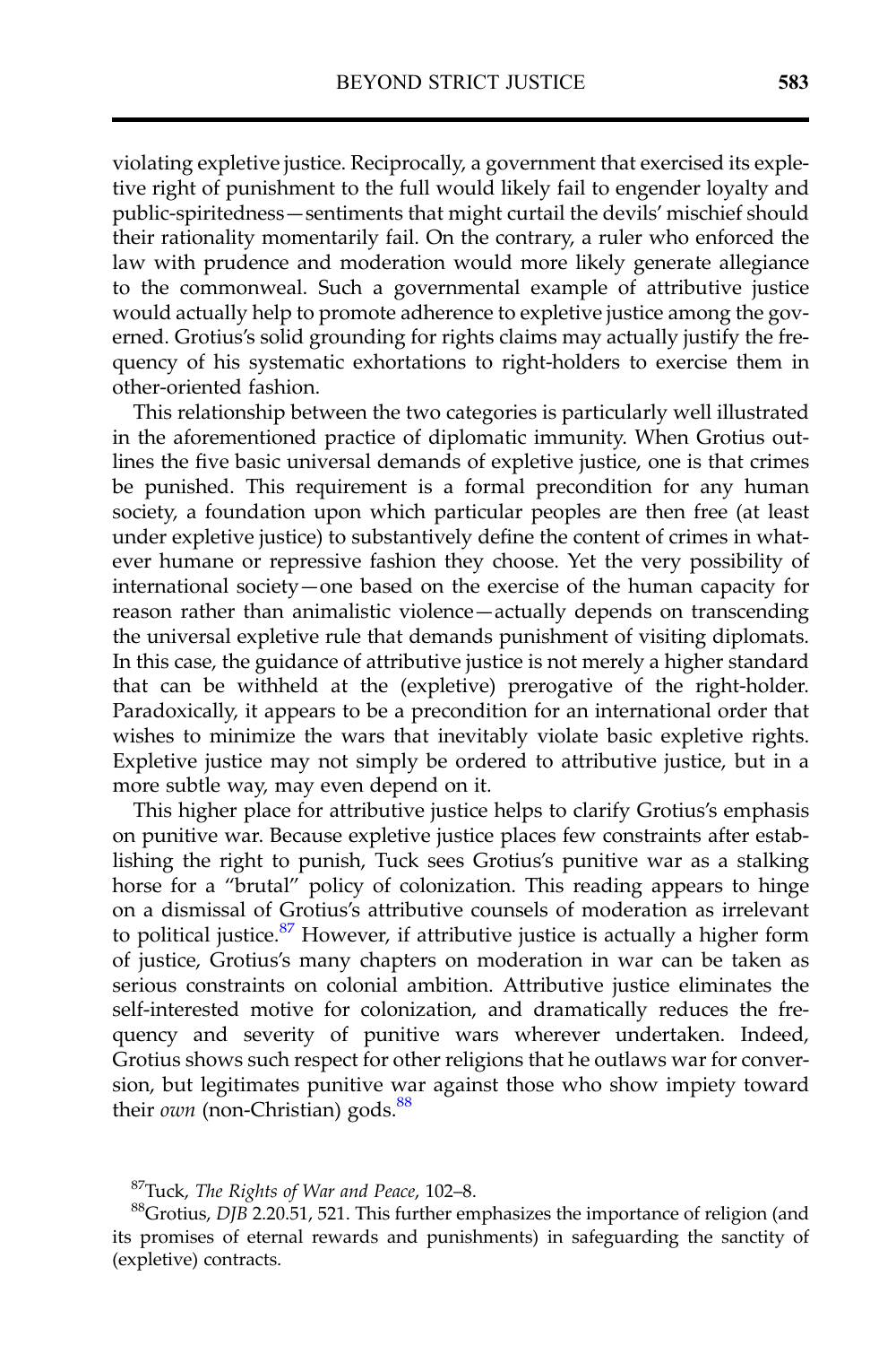violating expletive justice. Reciprocally, a government that exercised its expletive right of punishment to the full would likely fail to engender loyalty and public-spiritedness—sentiments that might curtail the devils' mischief should their rationality momentarily fail. On the contrary, a ruler who enforced the law with prudence and moderation would more likely generate allegiance to the commonweal. Such a governmental example of attributive justice would actually help to promote adherence to expletive justice among the governed. Grotius's solid grounding for rights claims may actually justify the frequency of his systematic exhortations to right-holders to exercise them in other-oriented fashion.

This relationship between the two categories is particularly well illustrated in the aforementioned practice of diplomatic immunity. When Grotius outlines the five basic universal demands of expletive justice, one is that crimes be punished. This requirement is a formal precondition for any human society, a foundation upon which particular peoples are then free (at least under expletive justice) to substantively define the content of crimes in whatever humane or repressive fashion they choose. Yet the very possibility of international society—one based on the exercise of the human capacity for reason rather than animalistic violence—actually depends on transcending the universal expletive rule that demands punishment of visiting diplomats. In this case, the guidance of attributive justice is not merely a higher standard that can be withheld at the (expletive) prerogative of the right-holder. Paradoxically, it appears to be a precondition for an international order that wishes to minimize the wars that inevitably violate basic expletive rights. Expletive justice may not simply be ordered to attributive justice, but in a more subtle way, may even depend on it.

This higher place for attributive justice helps to clarify Grotius's emphasis on punitive war. Because expletive justice places few constraints after establishing the right to punish, Tuck sees Grotius's punitive war as a stalking horse for a "brutal" policy of colonization. This reading appears to hinge on a dismissal of Grotius's attributive counsels of moderation as irrelevant to political justice.[87] However, if attributive justice is actually a higher form of justice, Grotius's many chapters on moderation in war can be taken as serious constraints on colonial ambition. Attributive justice eliminates the self-interested motive for colonization, and dramatically reduces the frequency and severity of punitive wars wherever undertaken. Indeed, Grotius shows such respect for other religions that he outlaws war for conversion, but legitimates punitive war against those who show impiety toward their *own* (non-Christian) gods.[88]

[87] Tuck, *The Rights of War and Peace*, 102–8.

[88] Grotius, *DJB* 2.20.51, 521. This further emphasizes the importance of religion (and its promises of eternal rewards and punishments) in safeguarding the sanctity of (expletive) contracts.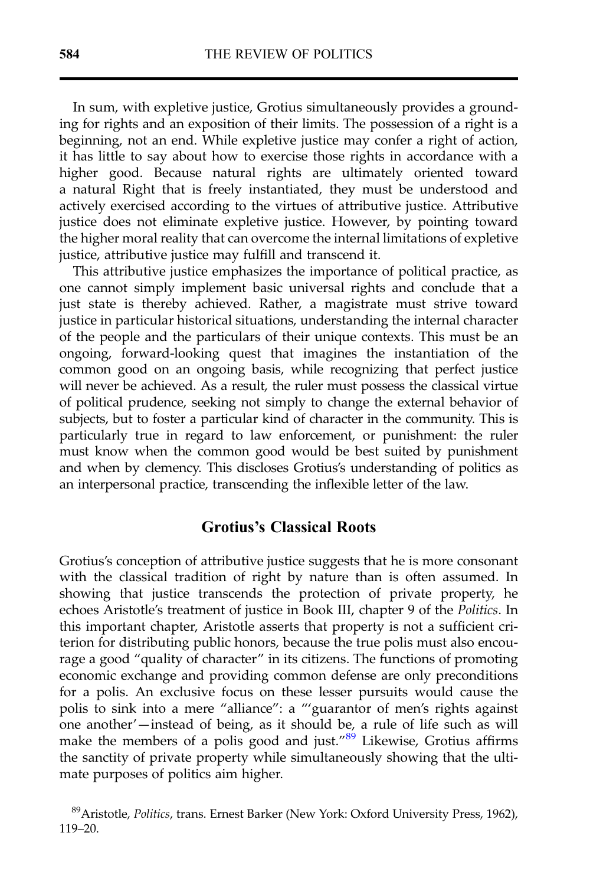In sum, with expletive justice, Grotius simultaneously provides a grounding for rights and an exposition of their limits. The possession of a right is a beginning, not an end. While expletive justice may confer a right of action, it has little to say about how to exercise those rights in accordance with a higher good. Because natural rights are ultimately oriented toward a natural Right that is freely instantiated, they must be understood and actively exercised according to the virtues of attributive justice. Attributive justice does not eliminate expletive justice. However, by pointing toward the higher moral reality that can overcome the internal limitations of expletive justice, attributive justice may fulfill and transcend it.

This attributive justice emphasizes the importance of political practice, as one cannot simply implement basic universal rights and conclude that a just state is thereby achieved. Rather, a magistrate must strive toward justice in particular historical situations, understanding the internal character of the people and the particulars of their unique contexts. This must be an ongoing, forward-looking quest that imagines the instantiation of the common good on an ongoing basis, while recognizing that perfect justice will never be achieved. As a result, the ruler must possess the classical virtue of political prudence, seeking not simply to change the external behavior of subjects, but to foster a particular kind of character in the community. This is particularly true in regard to law enforcement, or punishment: the ruler must know when the common good would be best suited by punishment and when by clemency. This discloses Grotius's understanding of politics as an interpersonal practice, transcending the inflexible letter of the law.

## Grotius's Classical Roots

Grotius's conception of attributive justice suggests that he is more consonant with the classical tradition of right by nature than is often assumed. In showing that justice transcends the protection of private property, he echoes Aristotle's treatment of justice in Book III, chapter 9 of the *Politics*. In this important chapter, Aristotle asserts that property is not a sufficient criterion for distributing public honors, because the true polis must also encourage a good "quality of character" in its citizens. The functions of promoting economic exchange and providing common defense are only preconditions for a polis. An exclusive focus on these lesser pursuits would cause the polis to sink into a mere "alliance": a "'guarantor of men's rights against one another'—instead of being, as it should be, a rule of life such as will make the members of a polis good and just."[89] Likewise, Grotius affirms the sanctity of private property while simultaneously showing that the ultimate purposes of politics aim higher.

[89] Aristotle, *Politics*, trans. Ernest Barker (New York: Oxford University Press, 1962), 119–20.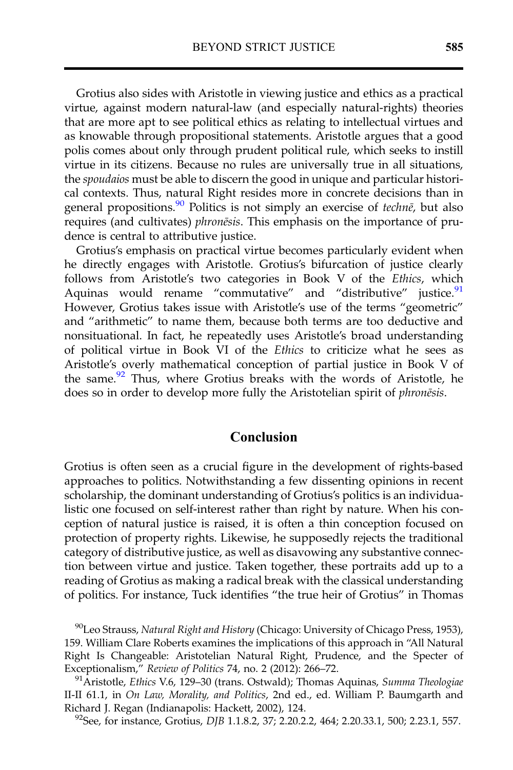Grotius also sides with Aristotle in viewing justice and ethics as a practical virtue, against modern natural-law (and especially natural-rights) theories that are more apt to see political ethics as relating to intellectual virtues and as knowable through propositional statements. Aristotle argues that a good polis comes about only through prudent political rule, which seeks to instill virtue in its citizens. Because no rules are universally true in all situations, the *spoudaios* must be able to discern the good in unique and particular historical contexts. Thus, natural Right resides more in concrete decisions than in general propositions.[90] Politics is not simply an exercise of *technē*, but also requires (and cultivates) *phronēsis*. This emphasis on the importance of prudence is central to attributive justice.

Grotius's emphasis on practical virtue becomes particularly evident when he directly engages with Aristotle. Grotius's bifurcation of justice clearly follows from Aristotle's two categories in Book V of the *Ethics*, which Aquinas would rename "commutative" and "distributive" justice.[91] However, Grotius takes issue with Aristotle's use of the terms "geometric" and "arithmetic" to name them, because both terms are too deductive and nonsituational. In fact, he repeatedly uses Aristotle's broad understanding of political virtue in Book VI of the *Ethics* to criticize what he sees as Aristotle's overly mathematical conception of partial justice in Book V of the same.[92] Thus, where Grotius breaks with the words of Aristotle, he does so in order to develop more fully the Aristotelian spirit of *phronēsis*.

## Conclusion

Grotius is often seen as a crucial figure in the development of rights-based approaches to politics. Notwithstanding a few dissenting opinions in recent scholarship, the dominant understanding of Grotius's politics is an individualistic one focused on self-interest rather than right by nature. When his conception of natural justice is raised, it is often a thin conception focused on protection of property rights. Likewise, he supposedly rejects the traditional category of distributive justice, as well as disavowing any substantive connection between virtue and justice. Taken together, these portraits add up to a reading of Grotius as making a radical break with the classical understanding of politics. For instance, Tuck identifies "the true heir of Grotius" in Thomas

[90] Leo Strauss, *Natural Right and History* (Chicago: University of Chicago Press, 1953), 159. William Clare Roberts examines the implications of this approach in "All Natural Right Is Changeable: Aristotelian Natural Right, Prudence, and the Specter of Exceptionalism," *Review of Politics* 74, no. 2 (2012): 266–72.

[91] Aristotle, *Ethics* V.6, 129–30 (trans. Ostwald); Thomas Aquinas, *Summa Theologiae* II-II 61.1, in *On Law, Morality, and Politics*, 2nd ed., ed. William P. Baumgarth and Richard J. Regan (Indianapolis: Hackett, 2002), 124.

[92] See, for instance, Grotius, *DJB* 1.1.8.2, 37; 2.20.2.2, 464; 2.20.33.1, 500; 2.23.1, 557.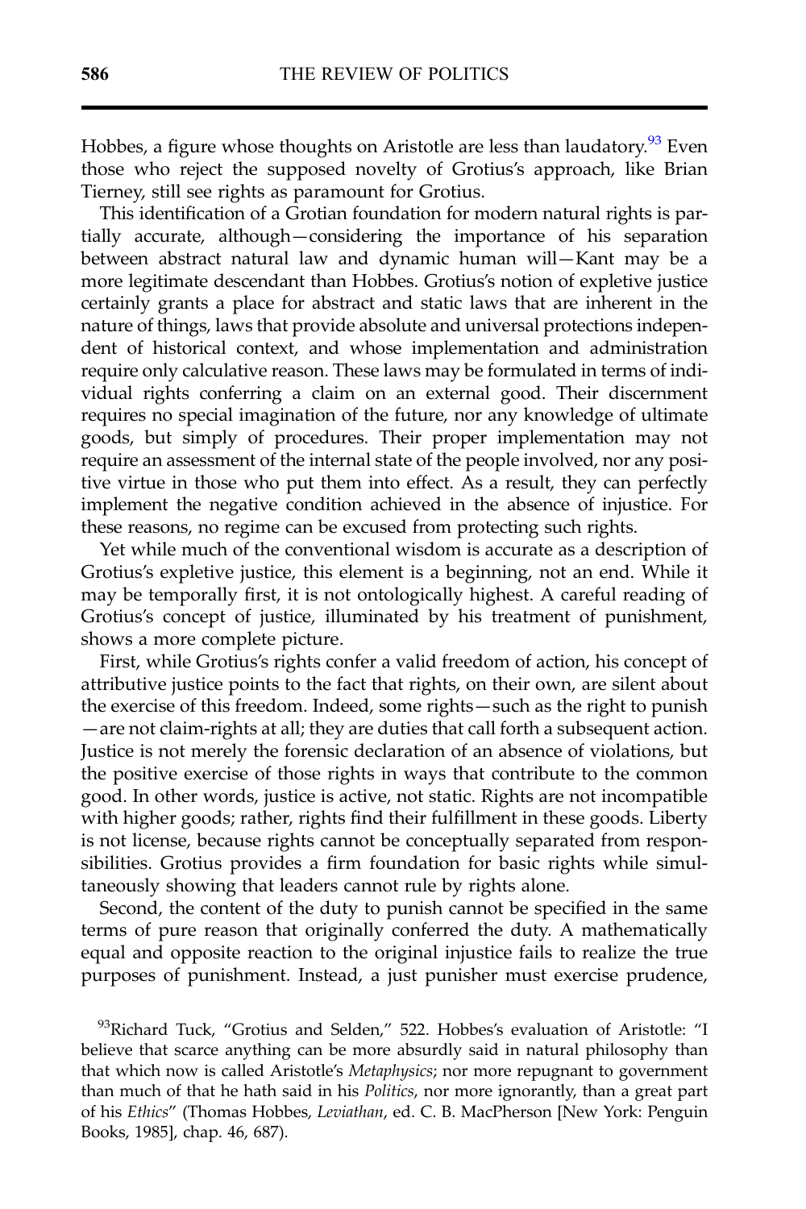Hobbes, a figure whose thoughts on Aristotle are less than laudatory.[93] Even those who reject the supposed novelty of Grotius's approach, like Brian Tierney, still see rights as paramount for Grotius.

This identification of a Grotian foundation for modern natural rights is partially accurate, although—considering the importance of his separation between abstract natural law and dynamic human will—Kant may be a more legitimate descendant than Hobbes. Grotius's notion of expletive justice certainly grants a place for abstract and static laws that are inherent in the nature of things, laws that provide absolute and universal protections independent of historical context, and whose implementation and administration require only calculative reason. These laws may be formulated in terms of individual rights conferring a claim on an external good. Their discernment requires no special imagination of the future, nor any knowledge of ultimate goods, but simply of procedures. Their proper implementation may not require an assessment of the internal state of the people involved, nor any positive virtue in those who put them into effect. As a result, they can perfectly implement the negative condition achieved in the absence of injustice. For these reasons, no regime can be excused from protecting such rights.

Yet while much of the conventional wisdom is accurate as a description of Grotius's expletive justice, this element is a beginning, not an end. While it may be temporally first, it is not ontologically highest. A careful reading of Grotius's concept of justice, illuminated by his treatment of punishment, shows a more complete picture.

First, while Grotius's rights confer a valid freedom of action, his concept of attributive justice points to the fact that rights, on their own, are silent about the exercise of this freedom. Indeed, some rights—such as the right to punish—are not claim-rights at all; they are duties that call forth a subsequent action. Justice is not merely the forensic declaration of an absence of violations, but the positive exercise of those rights in ways that contribute to the common good. In other words, justice is active, not static. Rights are not incompatible with higher goods; rather, rights find their fulfillment in these goods. Liberty is not license, because rights cannot be conceptually separated from responsibilities. Grotius provides a firm foundation for basic rights while simultaneously showing that leaders cannot rule by rights alone.

Second, the content of the duty to punish cannot be specified in the same terms of pure reason that originally conferred the duty. A mathematically equal and opposite reaction to the original injustice fails to realize the true purposes of punishment. Instead, a just punisher must exercise prudence,

[93]Richard Tuck, "Grotius and Selden," 522. Hobbes's evaluation of Aristotle: "I believe that scarce anything can be more absurdly said in natural philosophy than that which now is called Aristotle's *Metaphysics*; nor more repugnant to government than much of that he hath said in his *Politics*, nor more ignorantly, than a great part of his *Ethics*" (Thomas Hobbes, *Leviathan*, ed. C. B. MacPherson [New York: Penguin Books, 1985], chap. 46, 687).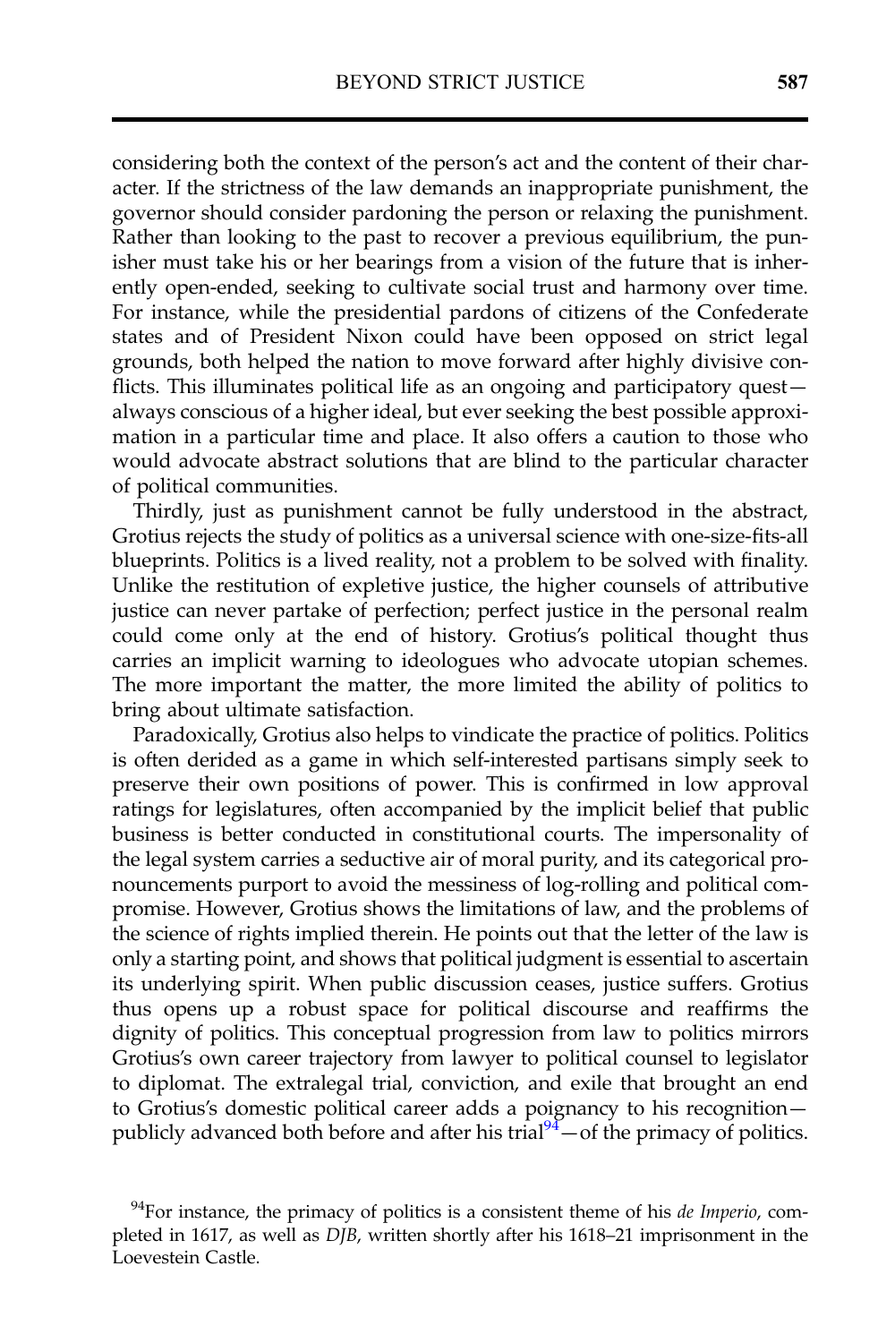considering both the context of the person's act and the content of their character. If the strictness of the law demands an inappropriate punishment, the governor should consider pardoning the person or relaxing the punishment. Rather than looking to the past to recover a previous equilibrium, the punisher must take his or her bearings from a vision of the future that is inherently open-ended, seeking to cultivate social trust and harmony over time. For instance, while the presidential pardons of citizens of the Confederate states and of President Nixon could have been opposed on strict legal grounds, both helped the nation to move forward after highly divisive conflicts. This illuminates political life as an ongoing and participatory quest—always conscious of a higher ideal, but ever seeking the best possible approximation in a particular time and place. It also offers a caution to those who would advocate abstract solutions that are blind to the particular character of political communities.

Thirdly, just as punishment cannot be fully understood in the abstract, Grotius rejects the study of politics as a universal science with one-size-fits-all blueprints. Politics is a lived reality, not a problem to be solved with finality. Unlike the restitution of expletive justice, the higher counsels of attributive justice can never partake of perfection; perfect justice in the personal realm could come only at the end of history. Grotius's political thought thus carries an implicit warning to ideologues who advocate utopian schemes. The more important the matter, the more limited the ability of politics to bring about ultimate satisfaction.

Paradoxically, Grotius also helps to vindicate the practice of politics. Politics is often derided as a game in which self-interested partisans simply seek to preserve their own positions of power. This is confirmed in low approval ratings for legislatures, often accompanied by the implicit belief that public business is better conducted in constitutional courts. The impersonality of the legal system carries a seductive air of moral purity, and its categorical pronouncements purport to avoid the messiness of log-rolling and political compromise. However, Grotius shows the limitations of law, and the problems of the science of rights implied therein. He points out that the letter of the law is only a starting point, and shows that political judgment is essential to ascertain its underlying spirit. When public discussion ceases, justice suffers. Grotius thus opens up a robust space for political discourse and reaffirms the dignity of politics. This conceptual progression from law to politics mirrors Grotius's own career trajectory from lawyer to political counsel to legislator to diplomat. The extralegal trial, conviction, and exile that brought an end to Grotius's domestic political career adds a poignancy to his recognition—publicly advanced both before and after his trial[94]—of the primacy of politics.

[94]For instance, the primacy of politics is a consistent theme of his *de Imperio*, completed in 1617, as well as *DJB*, written shortly after his 1618–21 imprisonment in the Loevestein Castle.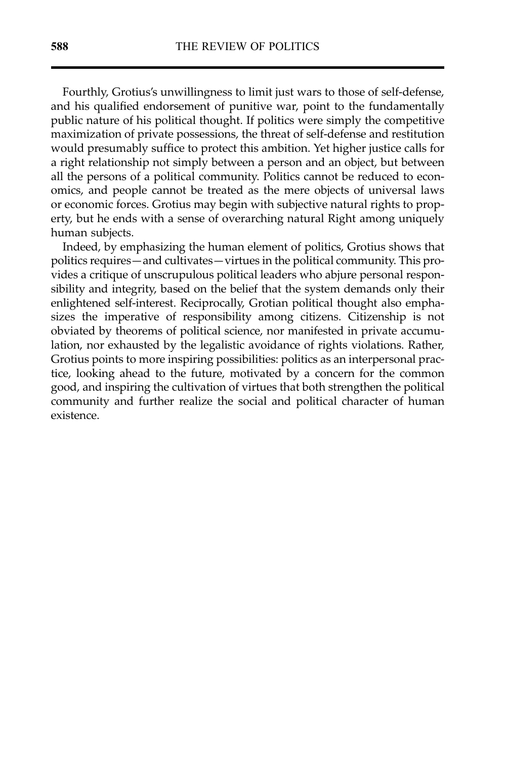Fourthly, Grotius's unwillingness to limit just wars to those of self-defense, and his qualified endorsement of punitive war, point to the fundamentally public nature of his political thought. If politics were simply the competitive maximization of private possessions, the threat of self-defense and restitution would presumably suffice to protect this ambition. Yet higher justice calls for a right relationship not simply between a person and an object, but between all the persons of a political community. Politics cannot be reduced to economics, and people cannot be treated as the mere objects of universal laws or economic forces. Grotius may begin with subjective natural rights to property, but he ends with a sense of overarching natural Right among uniquely human subjects.

Indeed, by emphasizing the human element of politics, Grotius shows that politics requires—and cultivates—virtues in the political community. This provides a critique of unscrupulous political leaders who abjure personal responsibility and integrity, based on the belief that the system demands only their enlightened self-interest. Reciprocally, Grotian political thought also emphasizes the imperative of responsibility among citizens. Citizenship is not obviated by theorems of political science, nor manifested in private accumulation, nor exhausted by the legalistic avoidance of rights violations. Rather, Grotius points to more inspiring possibilities: politics as an interpersonal practice, looking ahead to the future, motivated by a concern for the common good, and inspiring the cultivation of virtues that both strengthen the political community and further realize the social and political character of human existence.